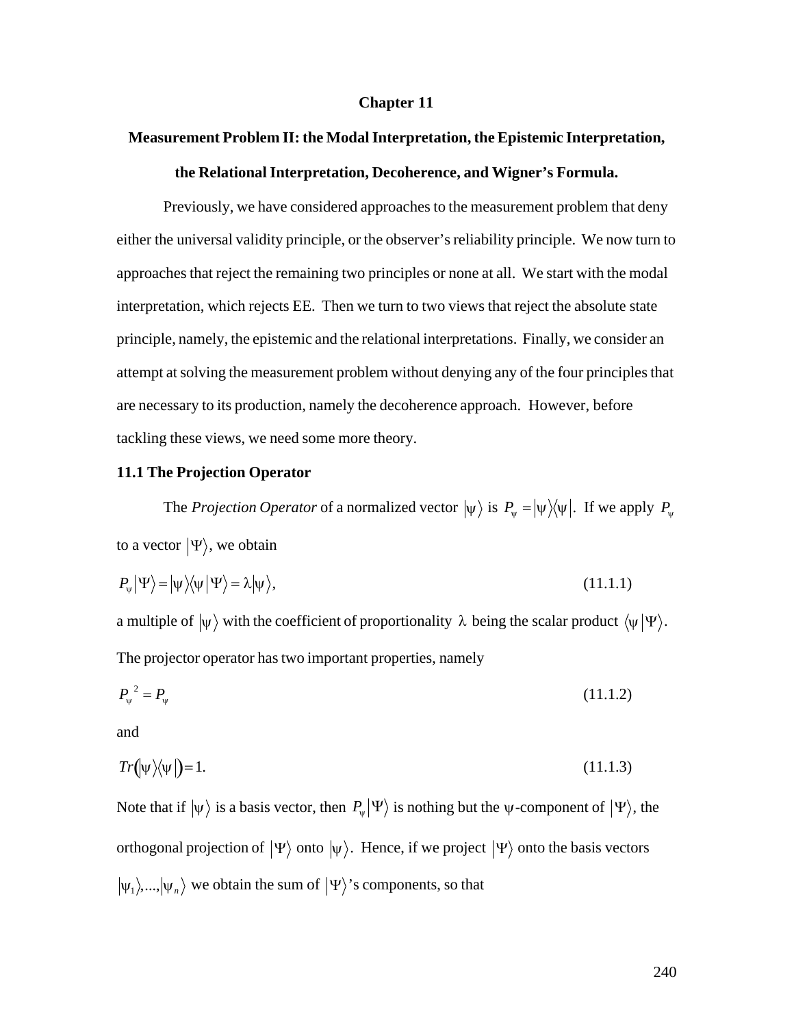# Chapter 11

## Measurement Problem II: the Modal Interpretation, the Epistemic Interpretation, the Relational Interpretation, Decoherence, and Wigner's Formula.

Previously, we have considered approaches to the measurement problem that deny either the universal validity principle, or the observer's reliability principle. We now turn to approaches that reject the remaining two principles or none at all. We start with the modal interpretation, which rejects EE. Then we turn to two views that reject the absolute state principle, namely, the epistemic and the relational interpretations. Finally, we consider an attempt at solving the measurement problem without denying any of the four principles that are necessary to its production, namely the decoherence approach. However, before tackling these views, we need some more theory.

### 11.1 The Projection Operator

The *Projection Operator* of a normalized vector $|\psi\rangle$ is $P_\psi = |\psi\rangle\langle\psi|$. If we apply $P_\psi$ to a vector $|\Psi\rangle$, we obtain

$$P_\psi|\Psi\rangle = |\psi\rangle\langle\psi|\Psi\rangle = \lambda|\psi\rangle, \tag{11.1.1}$$

a multiple of $|\psi\rangle$ with the coefficient of proportionality $\lambda$ being the scalar product $\langle\psi|\Psi\rangle$. The projector operator has two important properties, namely

$$P_\psi{}^2 = P_\psi \tag{11.1.2}$$

and

$$Tr(|\psi\rangle\langle\psi|) = 1. \tag{11.1.3}$$

Note that if $|\psi\rangle$ is a basis vector, then $P_\psi|\Psi\rangle$ is nothing but the $\psi$-component of $|\Psi\rangle$, the orthogonal projection of $|\Psi\rangle$ onto $|\psi\rangle$. Hence, if we project $|\Psi\rangle$ onto the basis vectors $|\psi_1\rangle,...,|\psi_n\rangle$ we obtain the sum of $|\Psi\rangle$'s components, so that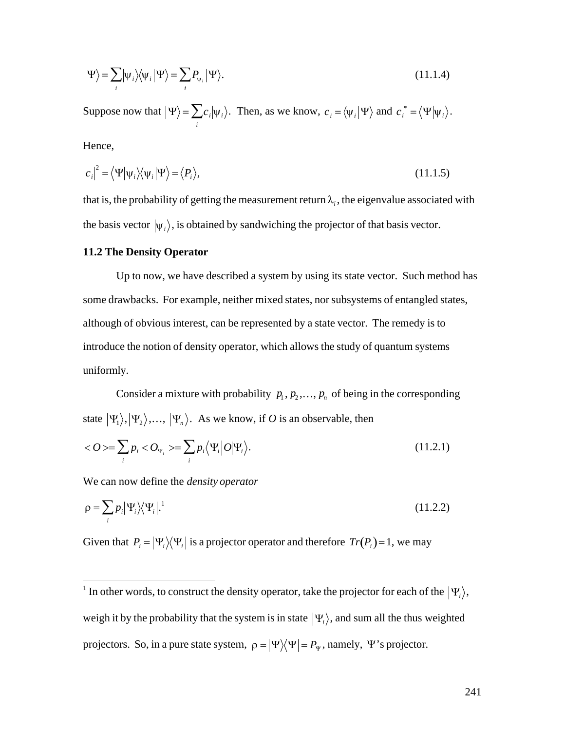$$\left|\Psi\right\rangle = \sum_i \left|\psi_i\right\rangle\left\langle\psi_i\right|\Psi\rangle = \sum_i P_{\psi_i}\left|\Psi\right\rangle. \tag{11.1.4}$$

Suppose now that $\left|\Psi\right\rangle = \sum_i c_i\left|\psi_i\right\rangle$. Then, as we know, $c_i = \left\langle\psi_i\right|\Psi\rangle$ and $c_i^* = \left\langle\Psi\right|\psi_i\rangle$.

Hence,

$$\left|c_i\right|^2 = \left\langle\Psi\right|\psi_i\rangle\left\langle\psi_i\right|\Psi\rangle = \left\langle P_i\right\rangle, \tag{11.1.5}$$

that is, the probability of getting the measurement return $\lambda_i$, the eigenvalue associated with the basis vector $\left|\psi_i\right\rangle$, is obtained by sandwiching the projector of that basis vector.

## 11.2 The Density Operator

Up to now, we have described a system by using its state vector. Such method has some drawbacks. For example, neither mixed states, nor subsystems of entangled states, although of obvious interest, can be represented by a state vector. The remedy is to introduce the notion of density operator, which allows the study of quantum systems uniformly.

Consider a mixture with probability $p_1, p_2, \ldots, p_n$ of being in the corresponding state $\left|\Psi_1\right\rangle, \left|\Psi_2\right\rangle, \ldots, \left|\Psi_n\right\rangle$. As we know, if *O* is an observable, then

$$< O >= \sum_i p_i < O_{\Psi_i} >= \sum_i p_i\left\langle\Psi_i\right|O\left|\Psi_i\right\rangle. \tag{11.2.1}$$

We can now define the *density operator*

$$\rho = \sum_i p_i\left|\Psi_i\right\rangle\left\langle\Psi_i\right|.^{1} \tag{11.2.2}$$

Given that $P_i = \left|\Psi_i\right\rangle\left\langle\Psi_i\right|$ is a projector operator and therefore $Tr\left(P_i\right) = 1$, we may

[1] In other words, to construct the density operator, take the projector for each of the $\left|\Psi_i\right\rangle$, weigh it by the probability that the system is in state $\left|\Psi_i\right\rangle$, and sum all the thus weighted projectors. So, in a pure state system, $\rho = \left|\Psi\right\rangle\left\langle\Psi\right| = P_\Psi$, namely, $\Psi$'s projector.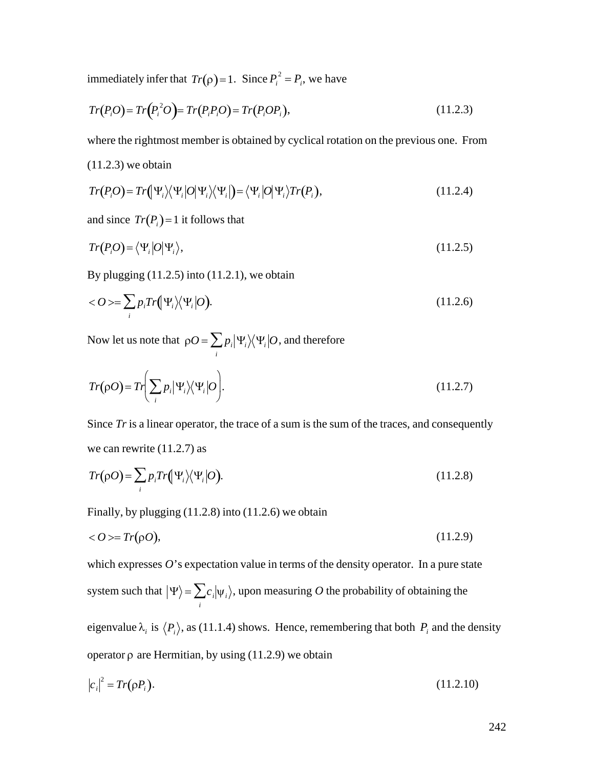immediately infer that $Tr(\rho) = 1$. Since $P_i^2 = P_i$, we have

$$Tr(P_i O) = Tr\left(P_i^2 O\right) = Tr(P_i P_i O) = Tr(P_i O P_i), \tag{11.2.3}$$

where the rightmost member is obtained by cyclical rotation on the previous one. From (11.2.3) we obtain

$$Tr(P_i O) = Tr\left(|\Psi_i\rangle\langle\Psi_i|O|\Psi_i\rangle\langle\Psi_i|\right) = \langle\Psi_i|O|\Psi_i\rangle Tr(P_i), \tag{11.2.4}$$

and since $Tr(P_i) = 1$ it follows that

$$Tr(P_i O) = \langle\Psi_i|O|\Psi_i\rangle, \tag{11.2.5}$$

By plugging (11.2.5) into (11.2.1), we obtain

$$< O >= \sum_i p_i Tr\left(|\Psi_i\rangle\langle\Psi_i|O\right). \tag{11.2.6}$$

Now let us note that $\rho O = \sum_i p_i |\Psi_i\rangle\langle\Psi_i|O$, and therefore

$$Tr(\rho O) = Tr\left(\sum_i p_i |\Psi_i\rangle\langle\Psi_i|O\right). \tag{11.2.7}$$

Since *Tr* is a linear operator, the trace of a sum is the sum of the traces, and consequently we can rewrite (11.2.7) as

$$Tr(\rho O) = \sum_i p_i Tr\left(|\Psi_i\rangle\langle\Psi_i|O\right). \tag{11.2.8}$$

Finally, by plugging (11.2.8) into (11.2.6) we obtain

$$< O >= Tr(\rho O), \tag{11.2.9}$$

which expresses $O$'s expectation value in terms of the density operator. In a pure state system such that $|\Psi\rangle = \sum_i c_i |\psi_i\rangle$, upon measuring $O$ the probability of obtaining the eigenvalue $\lambda_i$ is $\langle P_i\rangle$, as (11.1.4) shows. Hence, remembering that both $P_i$ and the density operator $\rho$ are Hermitian, by using (11.2.9) we obtain

$$|c_i|^2 = Tr(\rho P_i). \tag{11.2.10}$$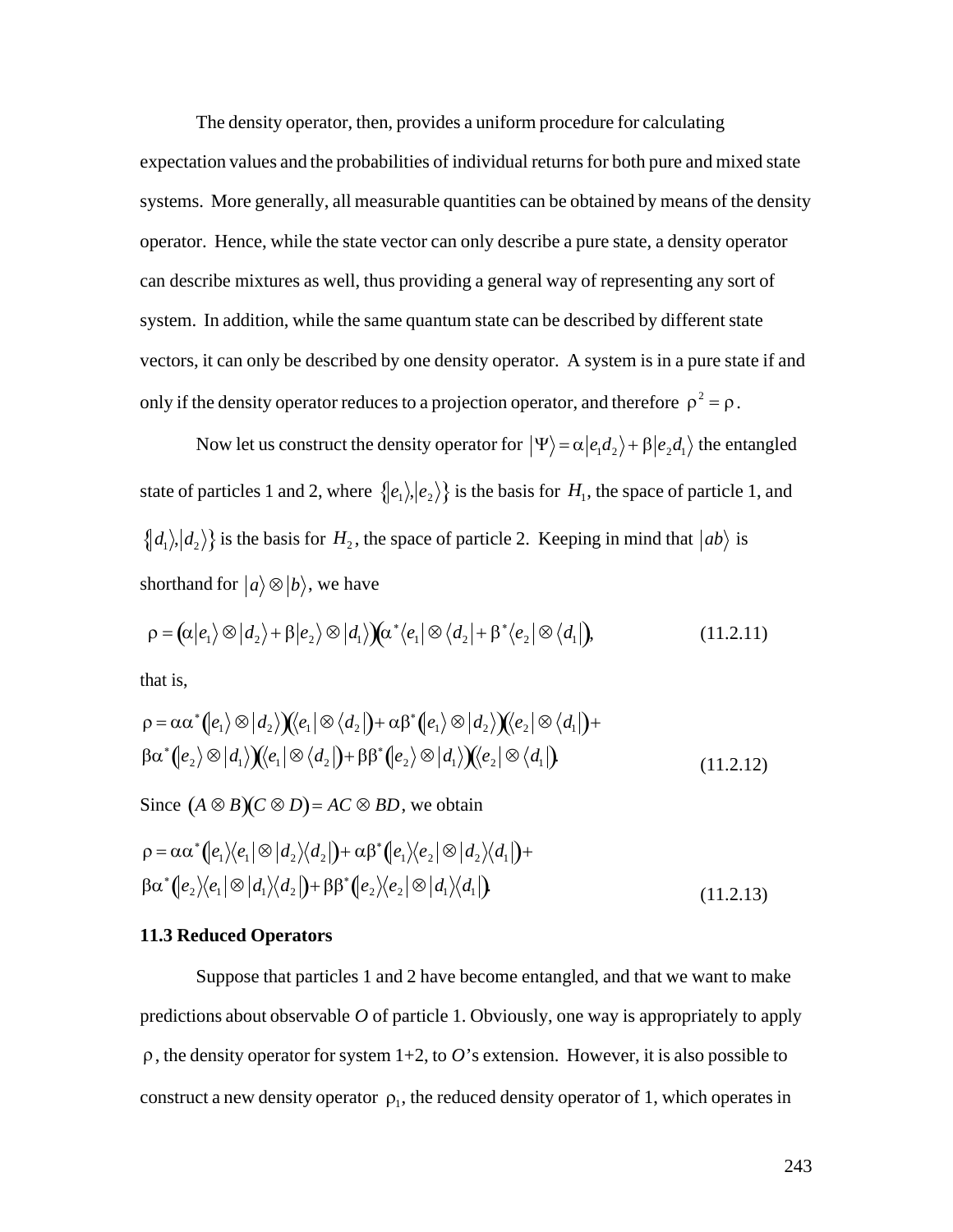The density operator, then, provides a uniform procedure for calculating expectation values and the probabilities of individual returns for both pure and mixed state systems. More generally, all measurable quantities can be obtained by means of the density operator. Hence, while the state vector can only describe a pure state, a density operator can describe mixtures as well, thus providing a general way of representing any sort of system. In addition, while the same quantum state can be described by different state vectors, it can only be described by one density operator. A system is in a pure state if and only if the density operator reduces to a projection operator, and therefore $\rho^2 = \rho$.

Now let us construct the density operator for $|\Psi\rangle = \alpha|e_1 d_2\rangle + \beta|e_2 d_1\rangle$ the entangled state of particles 1 and 2, where $\{|e_1\rangle, |e_2\rangle\}$ is the basis for $H_1$, the space of particle 1, and $\{|d_1\rangle, |d_2\rangle\}$ is the basis for $H_2$, the space of particle 2. Keeping in mind that $|ab\rangle$ is shorthand for $|a\rangle \otimes |b\rangle$, we have

$$\rho = \left(\alpha|e_1\rangle \otimes |d_2\rangle + \beta|e_2\rangle \otimes |d_1\rangle\right)\left(\alpha^*\langle e_1| \otimes \langle d_2| + \beta^*\langle e_2| \otimes \langle d_1|\right), \tag{11.2.11}$$

that is,

$$\begin{aligned}\rho = {} & \alpha\alpha^*\left(|e_1\rangle \otimes |d_2\rangle\right)\left(\langle e_1| \otimes \langle d_2|\right) + \alpha\beta^*\left(|e_1\rangle \otimes |d_2\rangle\right)\left(\langle e_2| \otimes \langle d_1|\right) + \\ & \beta\alpha^*\left(|e_2\rangle \otimes |d_1\rangle\right)\left(\langle e_1| \otimes \langle d_2|\right) + \beta\beta^*\left(|e_2\rangle \otimes |d_1\rangle\right)\left(\langle e_2| \otimes \langle d_1|\right).\end{aligned} \tag{11.2.12}$$

Since $(A \otimes B)(C \otimes D) = AC \otimes BD$, we obtain

$$\begin{aligned}\rho = {} & \alpha\alpha^*\left(|e_1\rangle\langle e_1| \otimes |d_2\rangle\langle d_2|\right) + \alpha\beta^*\left(|e_1\rangle\langle e_2| \otimes |d_2\rangle\langle d_1|\right) + \\ & \beta\alpha^*\left(|e_2\rangle\langle e_1| \otimes |d_1\rangle\langle d_2|\right) + \beta\beta^*\left(|e_2\rangle\langle e_2| \otimes |d_1\rangle\langle d_1|\right).\end{aligned} \tag{11.2.13}$$

### 11.3 Reduced Operators

Suppose that particles 1 and 2 have become entangled, and that we want to make predictions about observable *O* of particle 1. Obviously, one way is appropriately to apply $\rho$, the density operator for system 1+2, to *O*'s extension. However, it is also possible to construct a new density operator $\rho_1$, the reduced density operator of 1, which operates in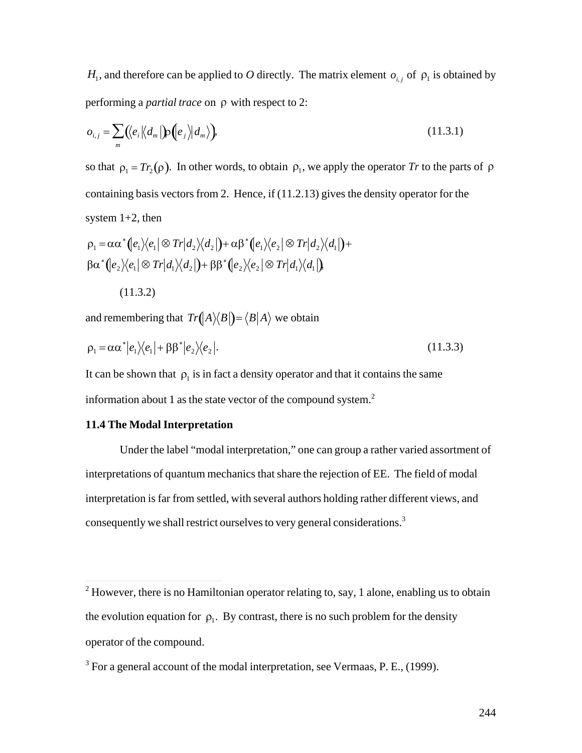$H_1$, and therefore can be applied to *O* directly. The matrix element $o_{i,j}$ of $\rho_1$ is obtained by performing a *partial trace* on $\rho$ with respect to 2:

$$o_{i,j} = \sum_m \left( \langle e_i | \langle d_m | \right) \rho \left( |e_j\rangle |d_m\rangle \right), \tag{11.3.1}$$

so that $\rho_1 = Tr_2(\rho)$. In other words, to obtain $\rho_1$, we apply the operator *Tr* to the parts of $\rho$ containing basis vectors from 2. Hence, if (11.2.13) gives the density operator for the system 1+2, then

$$\rho_1 = \alpha\alpha^* \left( |e_1\rangle\langle e_1| \otimes Tr|d_2\rangle\langle d_2| \right) + \alpha\beta^* \left( |e_1\rangle\langle e_2| \otimes Tr|d_2\rangle\langle d_1| \right) +$$
$$\beta\alpha^* \left( |e_2\rangle\langle e_1| \otimes Tr|d_1\rangle\langle d_2| \right) + \beta\beta^* \left( |e_2\rangle\langle e_2| \otimes Tr|d_1\rangle\langle d_1| \right),$$

(11.3.2)

and remembering that $Tr\left( |A\rangle\langle B| \right) = \langle B|A\rangle$ we obtain

$$\rho_1 = \alpha\alpha^* |e_1\rangle\langle e_1| + \beta\beta^* |e_2\rangle\langle e_2|. \tag{11.3.3}$$

It can be shown that $\rho_1$ is in fact a density operator and that it contains the same information about 1 as the state vector of the compound system.[2]

## 11.4 The Modal Interpretation

Under the label "modal interpretation," one can group a rather varied assortment of interpretations of quantum mechanics that share the rejection of EE. The field of modal interpretation is far from settled, with several authors holding rather different views, and consequently we shall restrict ourselves to very general considerations.[3]

---

[2] However, there is no Hamiltonian operator relating to, say, 1 alone, enabling us to obtain the evolution equation for $\rho_1$. By contrast, there is no such problem for the density operator of the compound.

[3] For a general account of the modal interpretation, see Vermaas, P. E., (1999).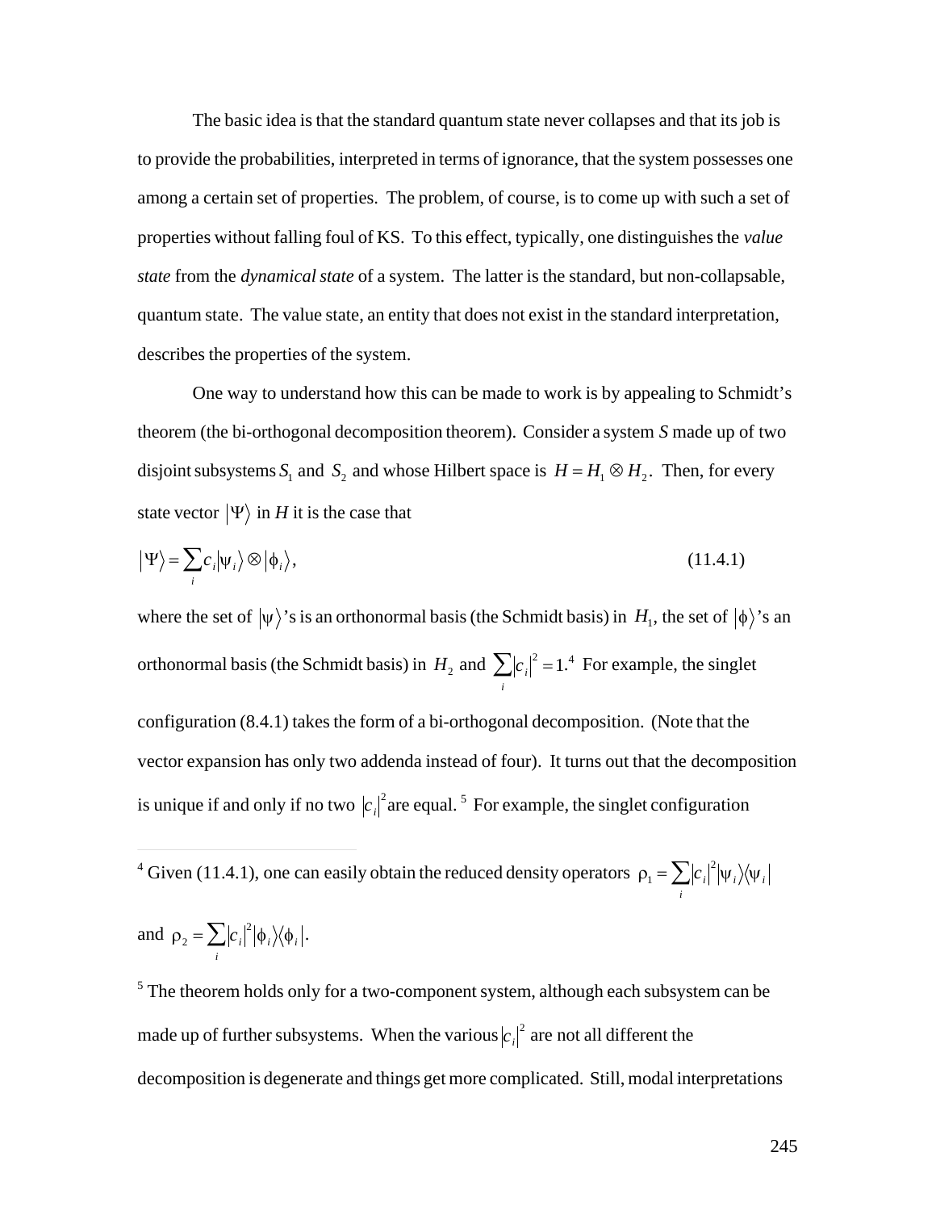The basic idea is that the standard quantum state never collapses and that its job is to provide the probabilities, interpreted in terms of ignorance, that the system possesses one among a certain set of properties. The problem, of course, is to come up with such a set of properties without falling foul of KS. To this effect, typically, one distinguishes the *value state* from the *dynamical state* of a system. The latter is the standard, but non-collapsable, quantum state. The value state, an entity that does not exist in the standard interpretation, describes the properties of the system.

One way to understand how this can be made to work is by appealing to Schmidt's theorem (the bi-orthogonal decomposition theorem). Consider a system $S$ made up of two disjoint subsystems $S_1$ and $S_2$ and whose Hilbert space is $H = H_1 \otimes H_2$. Then, for every state vector $|\Psi\rangle$ in $H$ it is the case that

$$|\Psi\rangle = \sum_i c_i |\psi_i\rangle \otimes |\phi_i\rangle, \tag{11.4.1}$$

where the set of $|\psi\rangle$'s is an orthonormal basis (the Schmidt basis) in $H_1$, the set of $|\phi\rangle$'s an orthonormal basis (the Schmidt basis) in $H_2$ and $\sum_i |c_i|^2 = 1$.[4] For example, the singlet configuration (8.4.1) takes the form of a bi-orthogonal decomposition. (Note that the vector expansion has only two addenda instead of four). It turns out that the decomposition is unique if and only if no two $|c_i|^2$ are equal.[5] For example, the singlet configuration

---

[4] Given (11.4.1), one can easily obtain the reduced density operators $\rho_1 = \sum_i |c_i|^2 |\psi_i\rangle\langle\psi_i|$ and $\rho_2 = \sum_i |c_i|^2 |\phi_i\rangle\langle\phi_i|$.

[5] The theorem holds only for a two-component system, although each subsystem can be made up of further subsystems. When the various $|c_i|^2$ are not all different the decomposition is degenerate and things get more complicated. Still, modal interpretations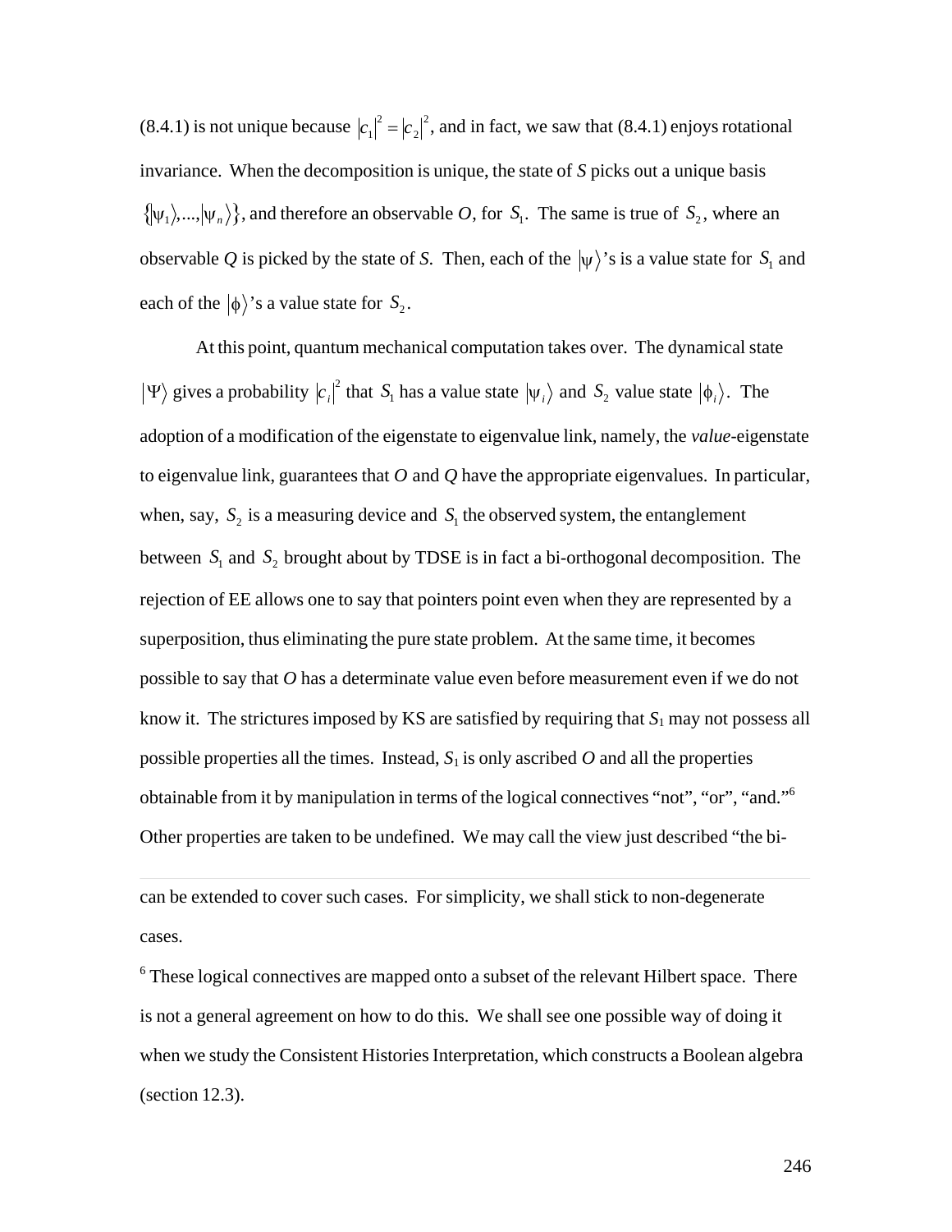(8.4.1) is not unique because $|c_1|^2 = |c_2|^2$, and in fact, we saw that (8.4.1) enjoys rotational invariance. When the decomposition is unique, the state of *S* picks out a unique basis $\{|\psi_1\rangle,...,|\psi_n\rangle\}$, and therefore an observable *O*, for $S_1$. The same is true of $S_2$, where an observable *Q* is picked by the state of *S*. Then, each of the $|\psi\rangle$'s is a value state for $S_1$ and each of the $|\phi\rangle$'s a value state for $S_2$.

At this point, quantum mechanical computation takes over. The dynamical state $|\Psi\rangle$ gives a probability $|c_i|^2$ that $S_1$ has a value state $|\psi_i\rangle$ and $S_2$ value state $|\phi_i\rangle$. The adoption of a modification of the eigenstate to eigenvalue link, namely, the *value*-eigenstate to eigenvalue link, guarantees that *O* and *Q* have the appropriate eigenvalues. In particular, when, say, $S_2$ is a measuring device and $S_1$ the observed system, the entanglement between $S_1$ and $S_2$ brought about by TDSE is in fact a bi-orthogonal decomposition. The rejection of EE allows one to say that pointers point even when they are represented by a superposition, thus eliminating the pure state problem. At the same time, it becomes possible to say that *O* has a determinate value even before measurement even if we do not know it. The strictures imposed by KS are satisfied by requiring that $S_1$ may not possess all possible properties all the times. Instead, $S_1$ is only ascribed *O* and all the properties obtainable from it by manipulation in terms of the logical connectives "not", "or", "and."[6] Other properties are taken to be undefined. We may call the view just described "the bi-

---

can be extended to cover such cases. For simplicity, we shall stick to non-degenerate cases.

[6] These logical connectives are mapped onto a subset of the relevant Hilbert space. There is not a general agreement on how to do this. We shall see one possible way of doing it when we study the Consistent Histories Interpretation, which constructs a Boolean algebra (section 12.3).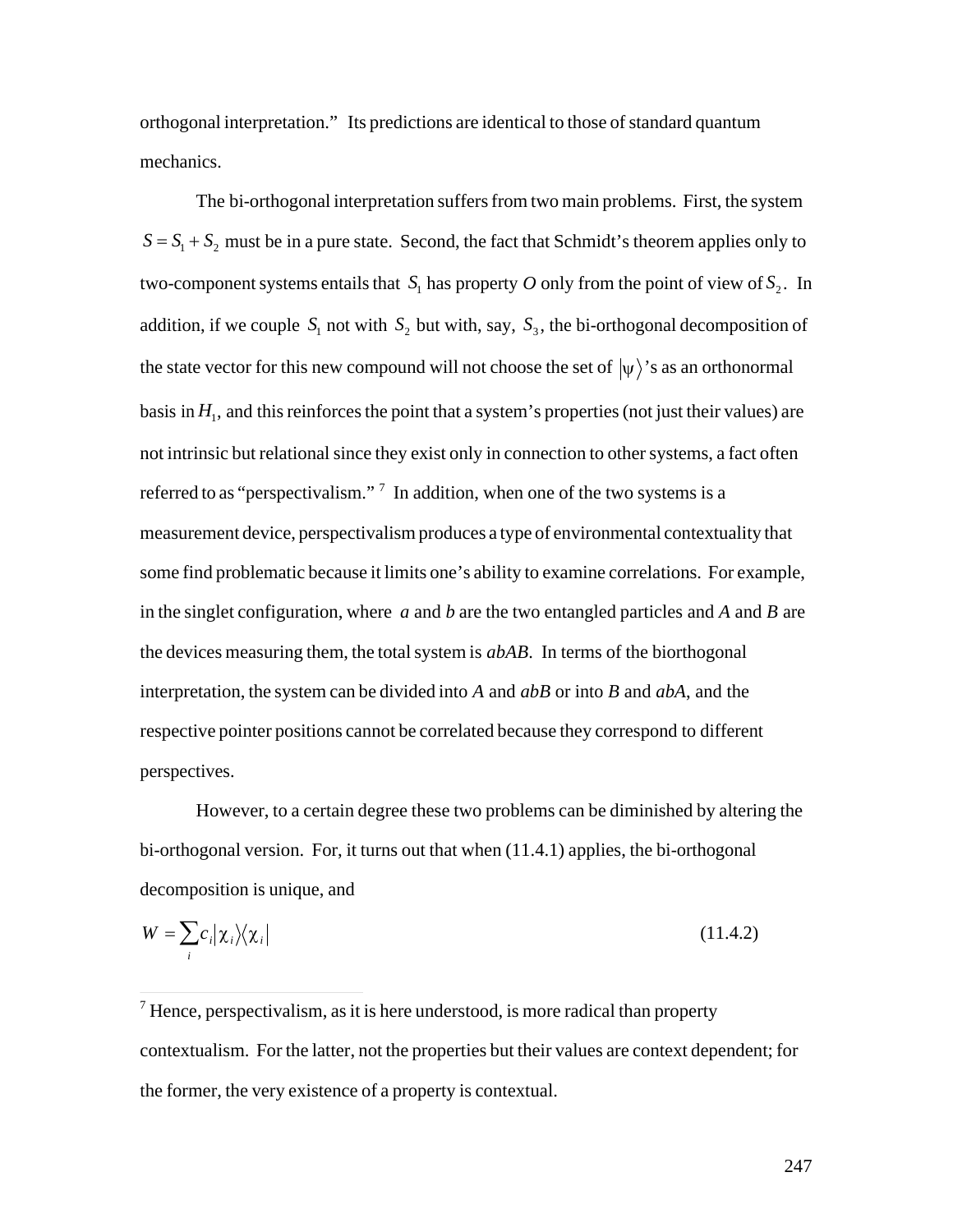orthogonal interpretation." Its predictions are identical to those of standard quantum mechanics.

The bi-orthogonal interpretation suffers from two main problems. First, the system $S = S_1 + S_2$ must be in a pure state. Second, the fact that Schmidt's theorem applies only to two-component systems entails that $S_1$ has property *O* only from the point of view of $S_2$. In addition, if we couple $S_1$ not with $S_2$ but with, say, $S_3$, the bi-orthogonal decomposition of the state vector for this new compound will not choose the set of $|\psi\rangle$'s as an orthonormal basis in $H_1$, and this reinforces the point that a system's properties (not just their values) are not intrinsic but relational since they exist only in connection to other systems, a fact often referred to as "perspectivalism." [7] In addition, when one of the two systems is a measurement device, perspectivalism produces a type of environmental contextuality that some find problematic because it limits one's ability to examine correlations. For example, in the singlet configuration, where *a* and *b* are the two entangled particles and *A* and *B* are the devices measuring them, the total system is *abAB*. In terms of the biorthogonal interpretation, the system can be divided into *A* and *abB* or into *B* and *abA*, and the respective pointer positions cannot be correlated because they correspond to different perspectives.

However, to a certain degree these two problems can be diminished by altering the bi-orthogonal version. For, it turns out that when (11.4.1) applies, the bi-orthogonal decomposition is unique, and

$$W = \sum_i c_i |\chi_i\rangle\langle\chi_i| \tag{11.4.2}$$

[7] Hence, perspectivalism, as it is here understood, is more radical than property contextualism. For the latter, not the properties but their values are context dependent; for the former, the very existence of a property is contextual.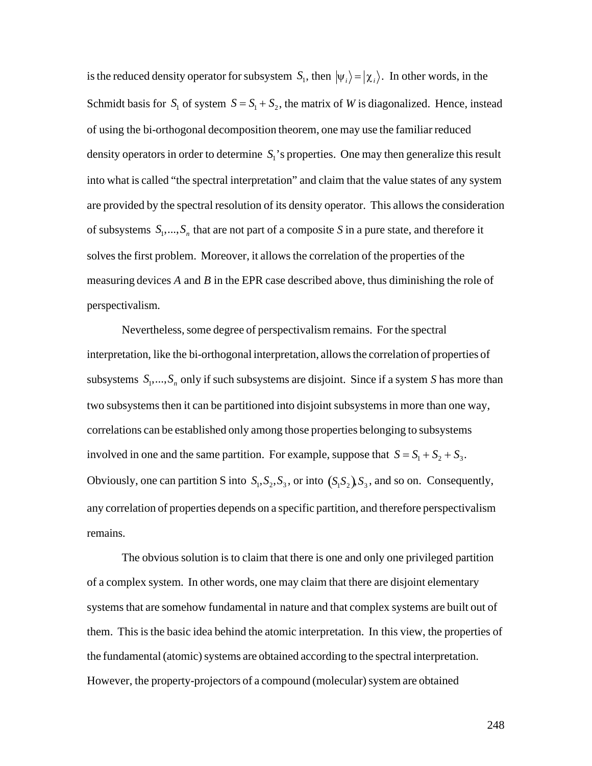is the reduced density operator for subsystem $S_1$, then $|\psi_i\rangle = |\chi_i\rangle$. In other words, in the Schmidt basis for $S_1$ of system $S = S_1 + S_2$, the matrix of *W* is diagonalized. Hence, instead of using the bi-orthogonal decomposition theorem, one may use the familiar reduced density operators in order to determine $S_1$'s properties. One may then generalize this result into what is called "the spectral interpretation" and claim that the value states of any system are provided by the spectral resolution of its density operator. This allows the consideration of subsystems $S_1,...,S_n$ that are not part of a composite *S* in a pure state, and therefore it solves the first problem. Moreover, it allows the correlation of the properties of the measuring devices *A* and *B* in the EPR case described above, thus diminishing the role of perspectivalism.

Nevertheless, some degree of perspectivalism remains. For the spectral interpretation, like the bi-orthogonal interpretation, allows the correlation of properties of subsystems $S_1,...,S_n$ only if such subsystems are disjoint. Since if a system *S* has more than two subsystems then it can be partitioned into disjoint subsystems in more than one way, correlations can be established only among those properties belonging to subsystems involved in one and the same partition. For example, suppose that $S = S_1 + S_2 + S_3$. Obviously, one can partition S into $S_1, S_2, S_3$, or into $(S_1 S_2), S_3$, and so on. Consequently, any correlation of properties depends on a specific partition, and therefore perspectivalism remains.

The obvious solution is to claim that there is one and only one privileged partition of a complex system. In other words, one may claim that there are disjoint elementary systems that are somehow fundamental in nature and that complex systems are built out of them. This is the basic idea behind the atomic interpretation. In this view, the properties of the fundamental (atomic) systems are obtained according to the spectral interpretation. However, the property-projectors of a compound (molecular) system are obtained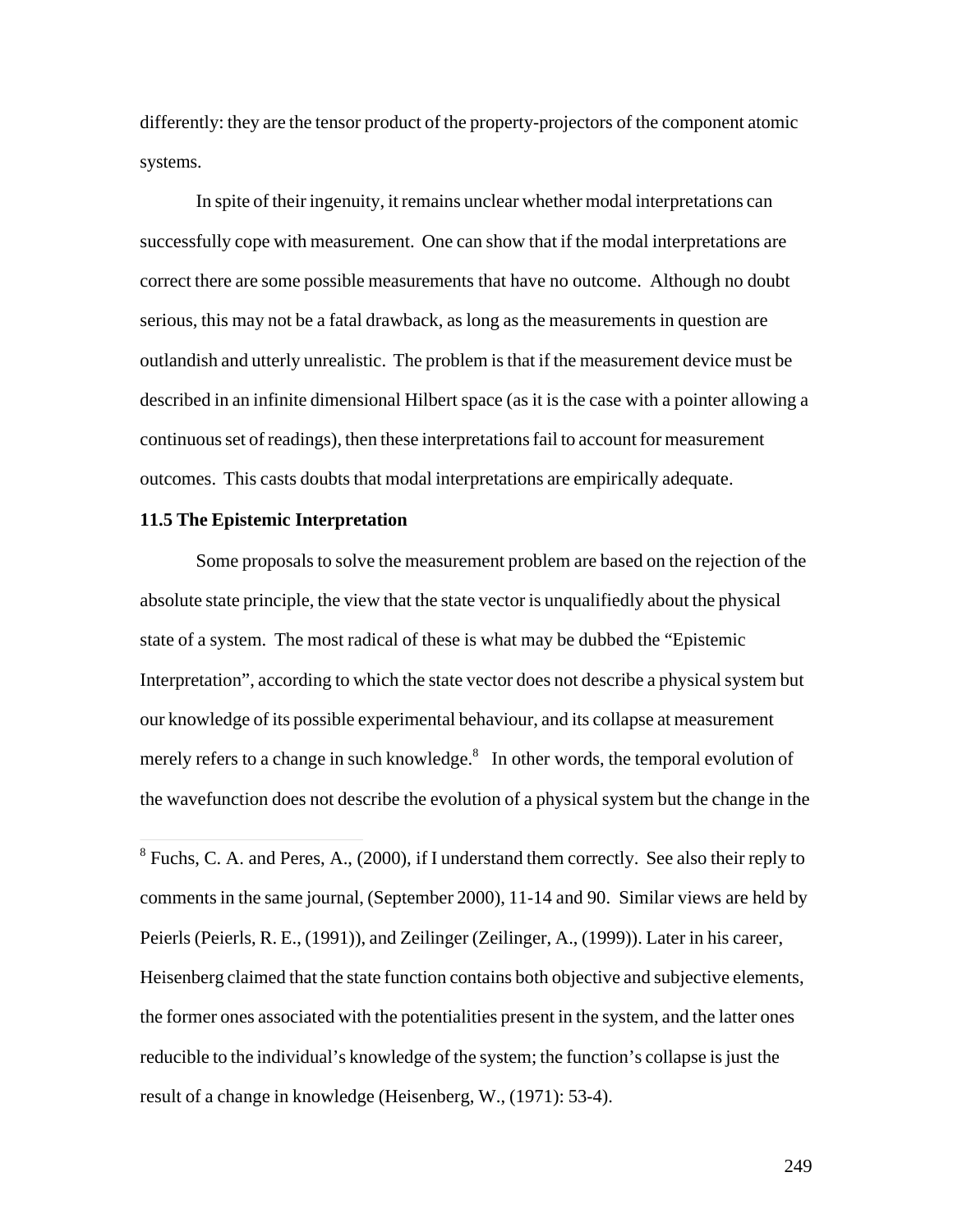differently: they are the tensor product of the property-projectors of the component atomic systems.

In spite of their ingenuity, it remains unclear whether modal interpretations can successfully cope with measurement. One can show that if the modal interpretations are correct there are some possible measurements that have no outcome. Although no doubt serious, this may not be a fatal drawback, as long as the measurements in question are outlandish and utterly unrealistic. The problem is that if the measurement device must be described in an infinite dimensional Hilbert space (as it is the case with a pointer allowing a continuous set of readings), then these interpretations fail to account for measurement outcomes. This casts doubts that modal interpretations are empirically adequate.

### 11.5 The Epistemic Interpretation

Some proposals to solve the measurement problem are based on the rejection of the absolute state principle, the view that the state vector is unqualifiedly about the physical state of a system. The most radical of these is what may be dubbed the "Epistemic Interpretation", according to which the state vector does not describe a physical system but our knowledge of its possible experimental behaviour, and its collapse at measurement merely refers to a change in such knowledge.[8] In other words, the temporal evolution of the wavefunction does not describe the evolution of a physical system but the change in the

---

[8] Fuchs, C. A. and Peres, A., (2000), if I understand them correctly. See also their reply to comments in the same journal, (September 2000), 11-14 and 90. Similar views are held by Peierls (Peierls, R. E., (1991)), and Zeilinger (Zeilinger, A., (1999)). Later in his career, Heisenberg claimed that the state function contains both objective and subjective elements, the former ones associated with the potentialities present in the system, and the latter ones reducible to the individual's knowledge of the system; the function's collapse is just the result of a change in knowledge (Heisenberg, W., (1971): 53-4).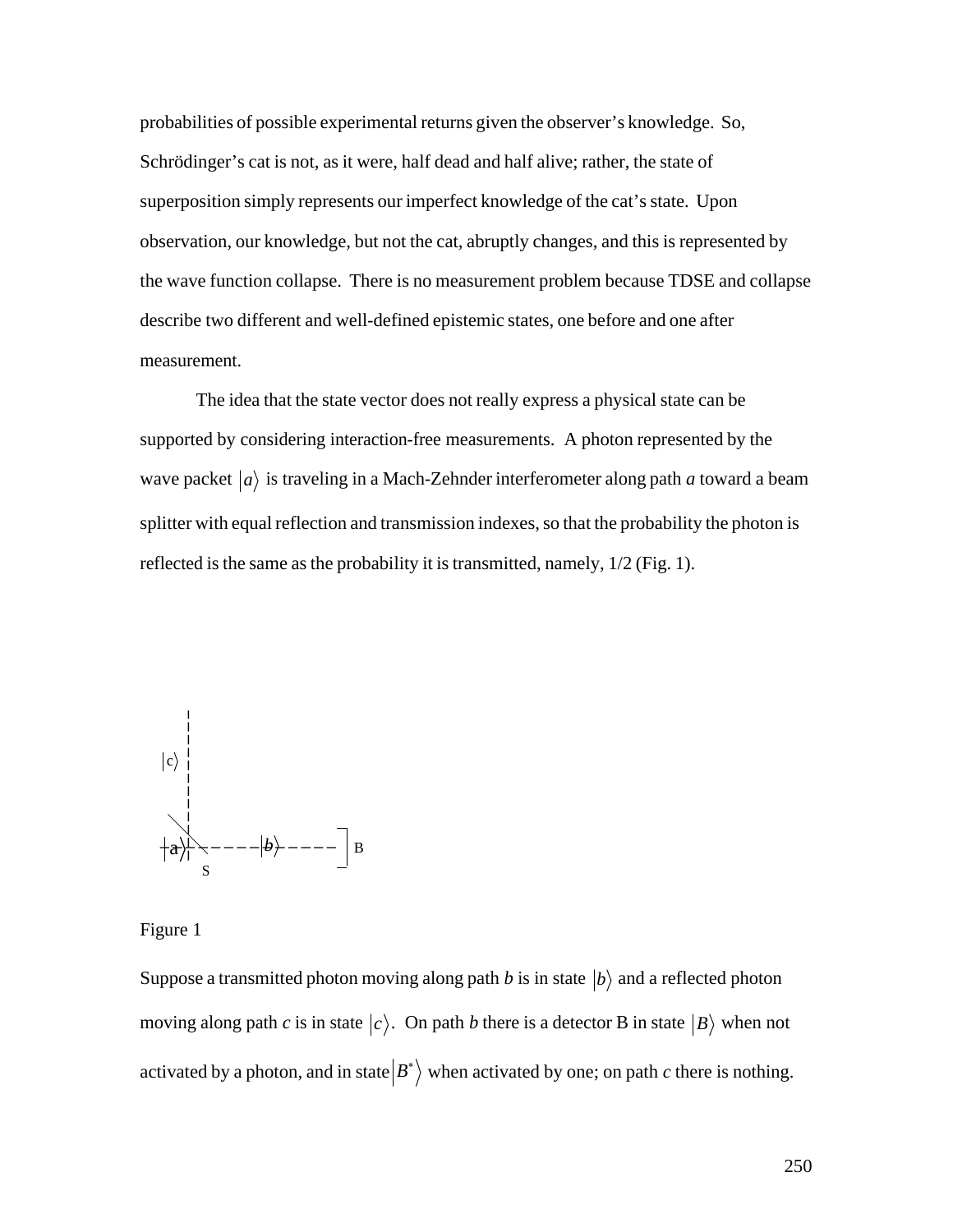probabilities of possible experimental returns given the observer's knowledge. So, Schrödinger's cat is not, as it were, half dead and half alive; rather, the state of superposition simply represents our imperfect knowledge of the cat's state. Upon observation, our knowledge, but not the cat, abruptly changes, and this is represented by the wave function collapse. There is no measurement problem because TDSE and collapse describe two different and well-defined epistemic states, one before and one after measurement.

The idea that the state vector does not really express a physical state can be supported by considering interaction-free measurements. A photon represented by the wave packet $|a\rangle$ is traveling in a Mach-Zehnder interferometer along path *a* toward a beam splitter with equal reflection and transmission indexes, so that the probability the photon is reflected is the same as the probability it is transmitted, namely, 1/2 (Fig. 1).

Figure 1

Suppose a transmitted photon moving along path *b* is in state $|b\rangle$ and a reflected photon moving along path *c* is in state $|c\rangle$. On path *b* there is a detector B in state $|B\rangle$ when not activated by a photon, and in state $|B^*\rangle$ when activated by one; on path *c* there is nothing.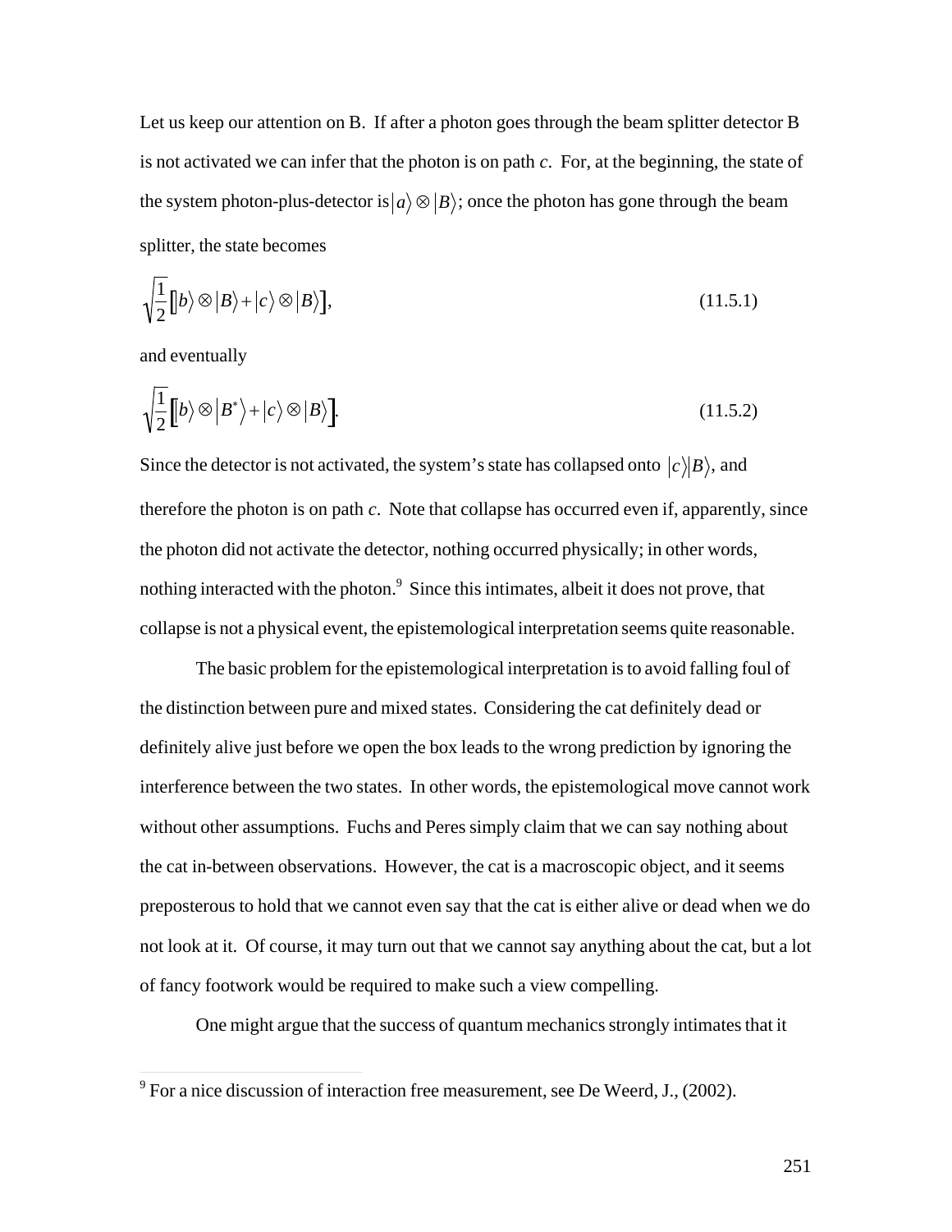Let us keep our attention on B. If after a photon goes through the beam splitter detector B is not activated we can infer that the photon is on path *c*. For, at the beginning, the state of the system photon-plus-detector is $|a\rangle \otimes |B\rangle$; once the photon has gone through the beam splitter, the state becomes

$$\sqrt{\frac{1}{2}}\big[|b\rangle \otimes |B\rangle + |c\rangle \otimes |B\rangle\big], \tag{11.5.1}$$

and eventually

$$\sqrt{\frac{1}{2}}\big[|b\rangle \otimes |B^{*}\rangle + |c\rangle \otimes |B\rangle\big]. \tag{11.5.2}$$

Since the detector is not activated, the system's state has collapsed onto $|c\rangle|B\rangle$, and therefore the photon is on path *c*. Note that collapse has occurred even if, apparently, since the photon did not activate the detector, nothing occurred physically; in other words, nothing interacted with the photon.[9] Since this intimates, albeit it does not prove, that collapse is not a physical event, the epistemological interpretation seems quite reasonable.

The basic problem for the epistemological interpretation is to avoid falling foul of the distinction between pure and mixed states. Considering the cat definitely dead or definitely alive just before we open the box leads to the wrong prediction by ignoring the interference between the two states. In other words, the epistemological move cannot work without other assumptions. Fuchs and Peres simply claim that we can say nothing about the cat in-between observations. However, the cat is a macroscopic object, and it seems preposterous to hold that we cannot even say that the cat is either alive or dead when we do not look at it. Of course, it may turn out that we cannot say anything about the cat, but a lot of fancy footwork would be required to make such a view compelling.

One might argue that the success of quantum mechanics strongly intimates that it

[9] For a nice discussion of interaction free measurement, see De Weerd, J., (2002).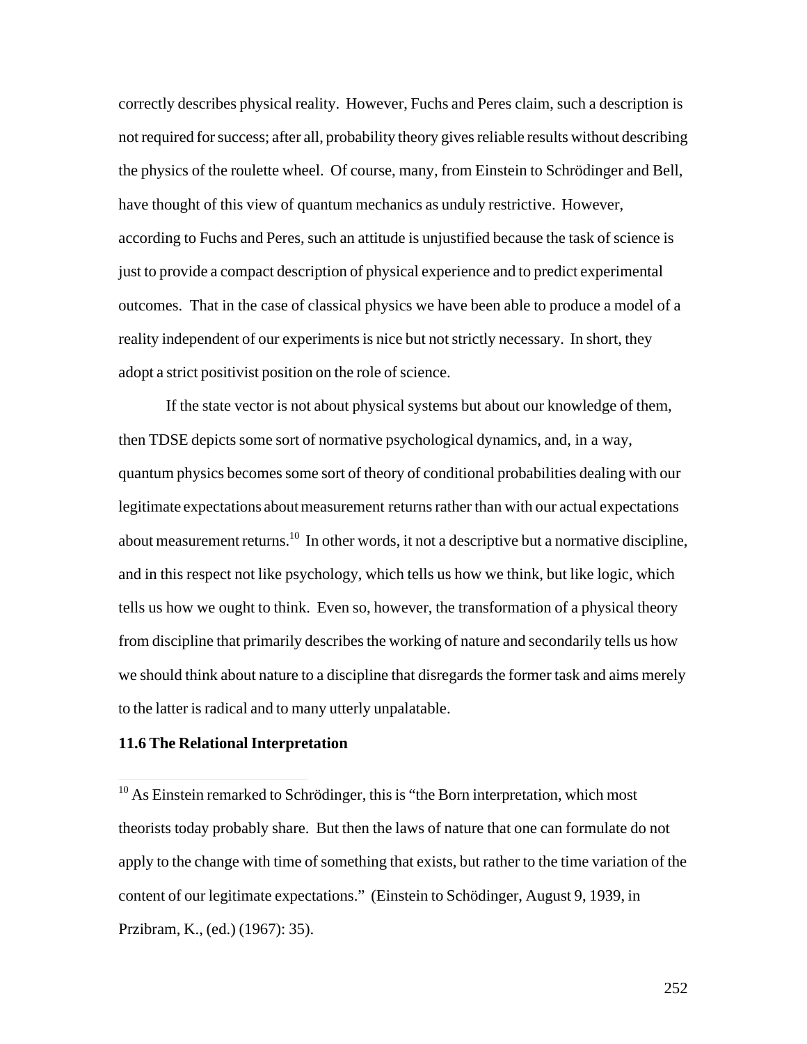correctly describes physical reality. However, Fuchs and Peres claim, such a description is not required for success; after all, probability theory gives reliable results without describing the physics of the roulette wheel. Of course, many, from Einstein to Schrödinger and Bell, have thought of this view of quantum mechanics as unduly restrictive. However, according to Fuchs and Peres, such an attitude is unjustified because the task of science is just to provide a compact description of physical experience and to predict experimental outcomes. That in the case of classical physics we have been able to produce a model of a reality independent of our experiments is nice but not strictly necessary. In short, they adopt a strict positivist position on the role of science.

If the state vector is not about physical systems but about our knowledge of them, then TDSE depicts some sort of normative psychological dynamics, and, in a way, quantum physics becomes some sort of theory of conditional probabilities dealing with our legitimate expectations about measurement returns rather than with our actual expectations about measurement returns.[10] In other words, it not a descriptive but a normative discipline, and in this respect not like psychology, which tells us how we think, but like logic, which tells us how we ought to think. Even so, however, the transformation of a physical theory from discipline that primarily describes the working of nature and secondarily tells us how we should think about nature to a discipline that disregards the former task and aims merely to the latter is radical and to many utterly unpalatable.

### 11.6 The Relational Interpretation

[10] As Einstein remarked to Schrödinger, this is "the Born interpretation, which most theorists today probably share. But then the laws of nature that one can formulate do not apply to the change with time of something that exists, but rather to the time variation of the content of our legitimate expectations." (Einstein to Schödinger, August 9, 1939, in Przibram, K., (ed.) (1967): 35).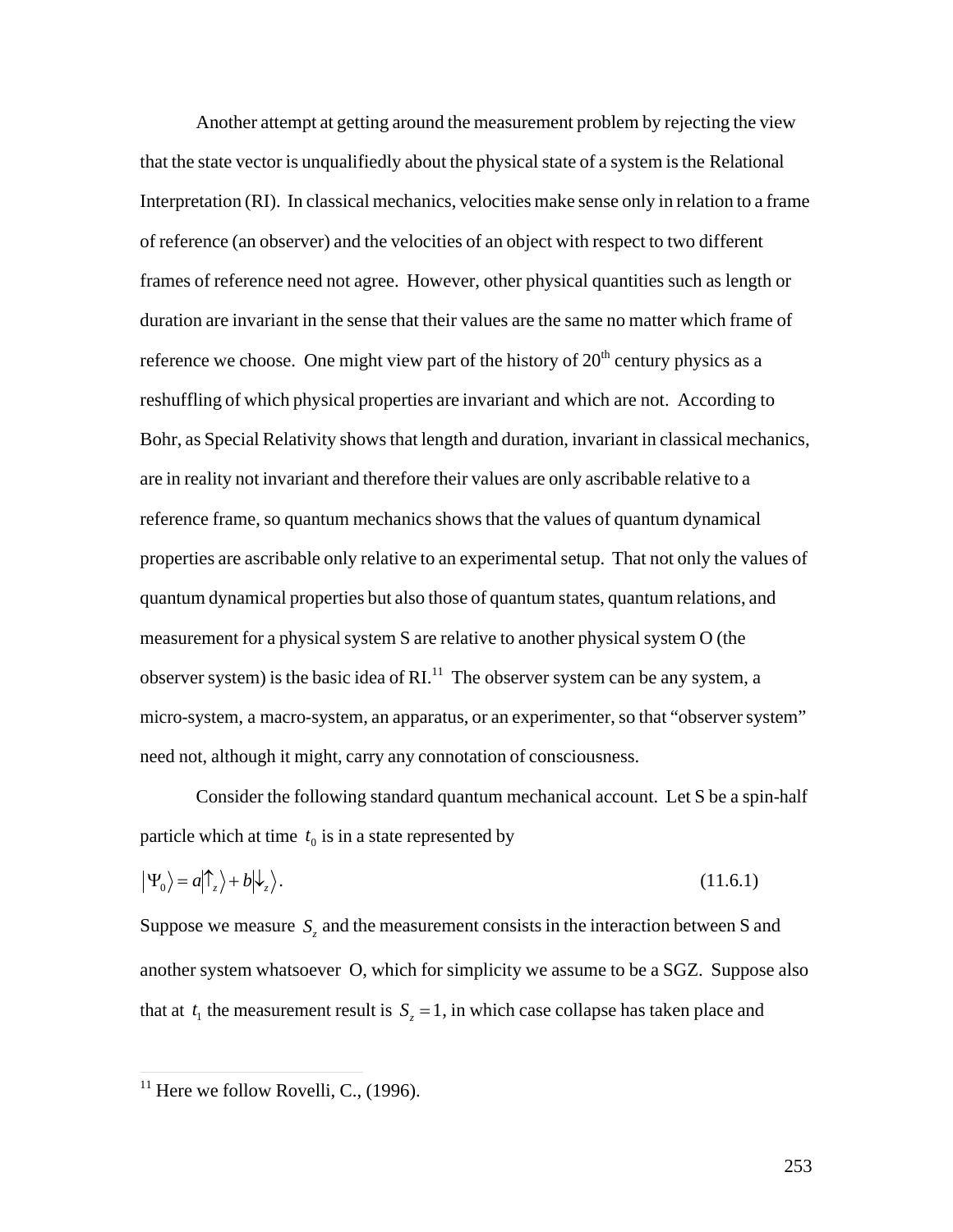Another attempt at getting around the measurement problem by rejecting the view that the state vector is unqualifiedly about the physical state of a system is the Relational Interpretation (RI). In classical mechanics, velocities make sense only in relation to a frame of reference (an observer) and the velocities of an object with respect to two different frames of reference need not agree. However, other physical quantities such as length or duration are invariant in the sense that their values are the same no matter which frame of reference we choose. One might view part of the history of 20th century physics as a reshuffling of which physical properties are invariant and which are not. According to Bohr, as Special Relativity shows that length and duration, invariant in classical mechanics, are in reality not invariant and therefore their values are only ascribable relative to a reference frame, so quantum mechanics shows that the values of quantum dynamical properties are ascribable only relative to an experimental setup. That not only the values of quantum dynamical properties but also those of quantum states, quantum relations, and measurement for a physical system S are relative to another physical system O (the observer system) is the basic idea of RI.[11] The observer system can be any system, a micro-system, a macro-system, an apparatus, or an experimenter, so that "observer system" need not, although it might, carry any connotation of consciousness.

Consider the following standard quantum mechanical account. Let S be a spin-half particle which at time $t_0$ is in a state represented by

$$|\Psi_0\rangle = a|\uparrow_z\rangle + b|\downarrow_z\rangle. \tag{11.6.1}$$

Suppose we measure $S_z$ and the measurement consists in the interaction between S and another system whatsoever O, which for simplicity we assume to be a SGZ. Suppose also that at $t_1$ the measurement result is $S_z = 1$, in which case collapse has taken place and

[11] Here we follow Rovelli, C., (1996).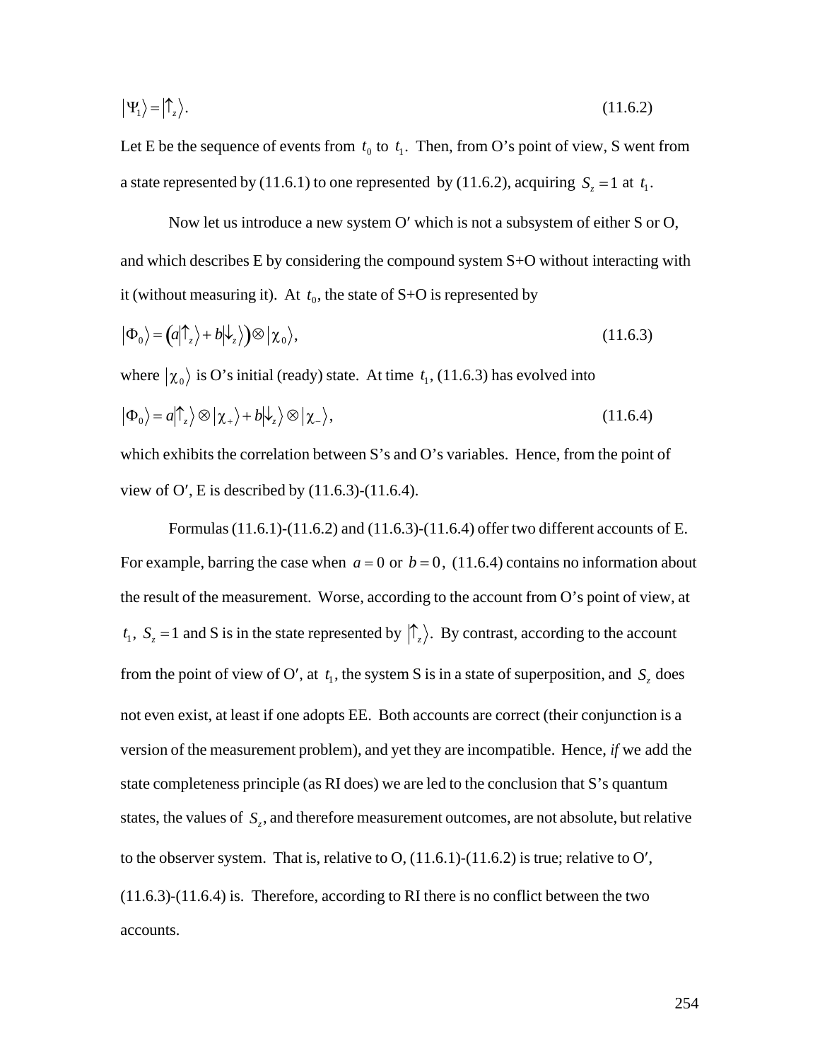$$|\Psi_1\rangle = |\uparrow_z\rangle. \tag{11.6.2}$$

Let E be the sequence of events from $t_0$ to $t_1$. Then, from O's point of view, S went from a state represented by (11.6.1) to one represented by (11.6.2), acquiring $S_z = 1$ at $t_1$.

Now let us introduce a new system O′ which is not a subsystem of either S or O, and which describes E by considering the compound system S+O without interacting with it (without measuring it). At $t_0$, the state of S+O is represented by

$$|\Phi_0\rangle = \left(a|\uparrow_z\rangle + b|\downarrow_z\rangle\right) \otimes |\chi_0\rangle, \tag{11.6.3}$$

where $|\chi_0\rangle$ is O's initial (ready) state. At time $t_1$, (11.6.3) has evolved into

$$|\Phi_0\rangle = a|\uparrow_z\rangle \otimes |\chi_+\rangle + b|\downarrow_z\rangle \otimes |\chi_-\rangle, \tag{11.6.4}$$

which exhibits the correlation between S's and O's variables. Hence, from the point of view of O′, E is described by (11.6.3)-(11.6.4).

Formulas (11.6.1)-(11.6.2) and (11.6.3)-(11.6.4) offer two different accounts of E. For example, barring the case when $a = 0$ or $b = 0$, (11.6.4) contains no information about the result of the measurement. Worse, according to the account from O's point of view, at $t_1$, $S_z = 1$ and S is in the state represented by $|\uparrow_z\rangle$. By contrast, according to the account from the point of view of O′, at $t_1$, the system S is in a state of superposition, and $S_z$ does not even exist, at least if one adopts EE. Both accounts are correct (their conjunction is a version of the measurement problem), and yet they are incompatible. Hence, *if* we add the state completeness principle (as RI does) we are led to the conclusion that S's quantum states, the values of $S_z$, and therefore measurement outcomes, are not absolute, but relative to the observer system. That is, relative to O, (11.6.1)-(11.6.2) is true; relative to O′, (11.6.3)-(11.6.4) is. Therefore, according to RI there is no conflict between the two accounts.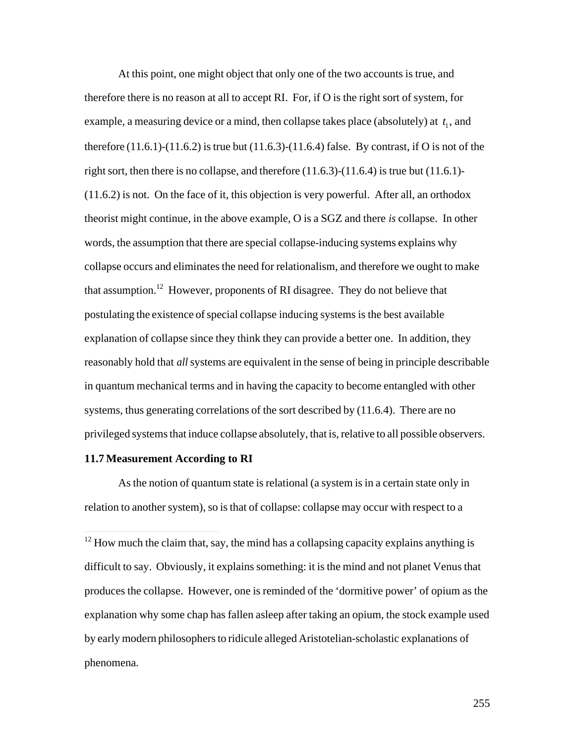At this point, one might object that only one of the two accounts is true, and therefore there is no reason at all to accept RI. For, if O is the right sort of system, for example, a measuring device or a mind, then collapse takes place (absolutely) at $t_1$, and therefore (11.6.1)-(11.6.2) is true but (11.6.3)-(11.6.4) false. By contrast, if O is not of the right sort, then there is no collapse, and therefore (11.6.3)-(11.6.4) is true but (11.6.1)-(11.6.2) is not. On the face of it, this objection is very powerful. After all, an orthodox theorist might continue, in the above example, O is a SGZ and there *is* collapse. In other words, the assumption that there are special collapse-inducing systems explains why collapse occurs and eliminates the need for relationalism, and therefore we ought to make that assumption.[12] However, proponents of RI disagree. They do not believe that postulating the existence of special collapse inducing systems is the best available explanation of collapse since they think they can provide a better one. In addition, they reasonably hold that *all* systems are equivalent in the sense of being in principle describable in quantum mechanical terms and in having the capacity to become entangled with other systems, thus generating correlations of the sort described by (11.6.4). There are no privileged systems that induce collapse absolutely, that is, relative to all possible observers.

### 11.7 Measurement According to RI

As the notion of quantum state is relational (a system is in a certain state only in relation to another system), so is that of collapse: collapse may occur with respect to a

[12] How much the claim that, say, the mind has a collapsing capacity explains anything is difficult to say. Obviously, it explains something: it is the mind and not planet Venus that produces the collapse. However, one is reminded of the 'dormitive power' of opium as the explanation why some chap has fallen asleep after taking an opium, the stock example used by early modern philosophers to ridicule alleged Aristotelian-scholastic explanations of phenomena.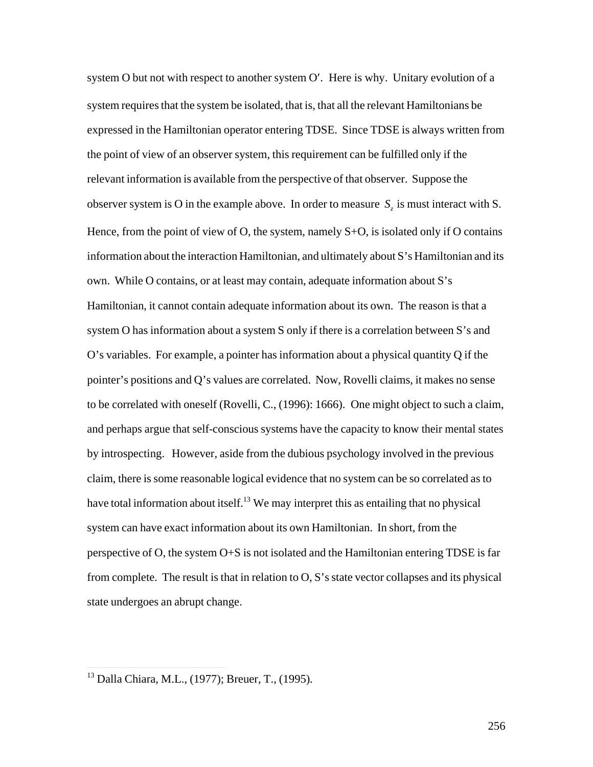system O but not with respect to another system O′. Here is why. Unitary evolution of a system requires that the system be isolated, that is, that all the relevant Hamiltonians be expressed in the Hamiltonian operator entering TDSE. Since TDSE is always written from the point of view of an observer system, this requirement can be fulfilled only if the relevant information is available from the perspective of that observer. Suppose the observer system is O in the example above. In order to measure $S_z$ is must interact with S. Hence, from the point of view of O, the system, namely S+O, is isolated only if O contains information about the interaction Hamiltonian, and ultimately about S's Hamiltonian and its own. While O contains, or at least may contain, adequate information about S's Hamiltonian, it cannot contain adequate information about its own. The reason is that a system O has information about a system S only if there is a correlation between S's and O's variables. For example, a pointer has information about a physical quantity Q if the pointer's positions and Q's values are correlated. Now, Rovelli claims, it makes no sense to be correlated with oneself (Rovelli, C., (1996): 1666). One might object to such a claim, and perhaps argue that self-conscious systems have the capacity to know their mental states by introspecting. However, aside from the dubious psychology involved in the previous claim, there is some reasonable logical evidence that no system can be so correlated as to have total information about itself.[13] We may interpret this as entailing that no physical system can have exact information about its own Hamiltonian. In short, from the perspective of O, the system O+S is not isolated and the Hamiltonian entering TDSE is far from complete. The result is that in relation to O, S's state vector collapses and its physical state undergoes an abrupt change.

[13] Dalla Chiara, M.L., (1977); Breuer, T., (1995).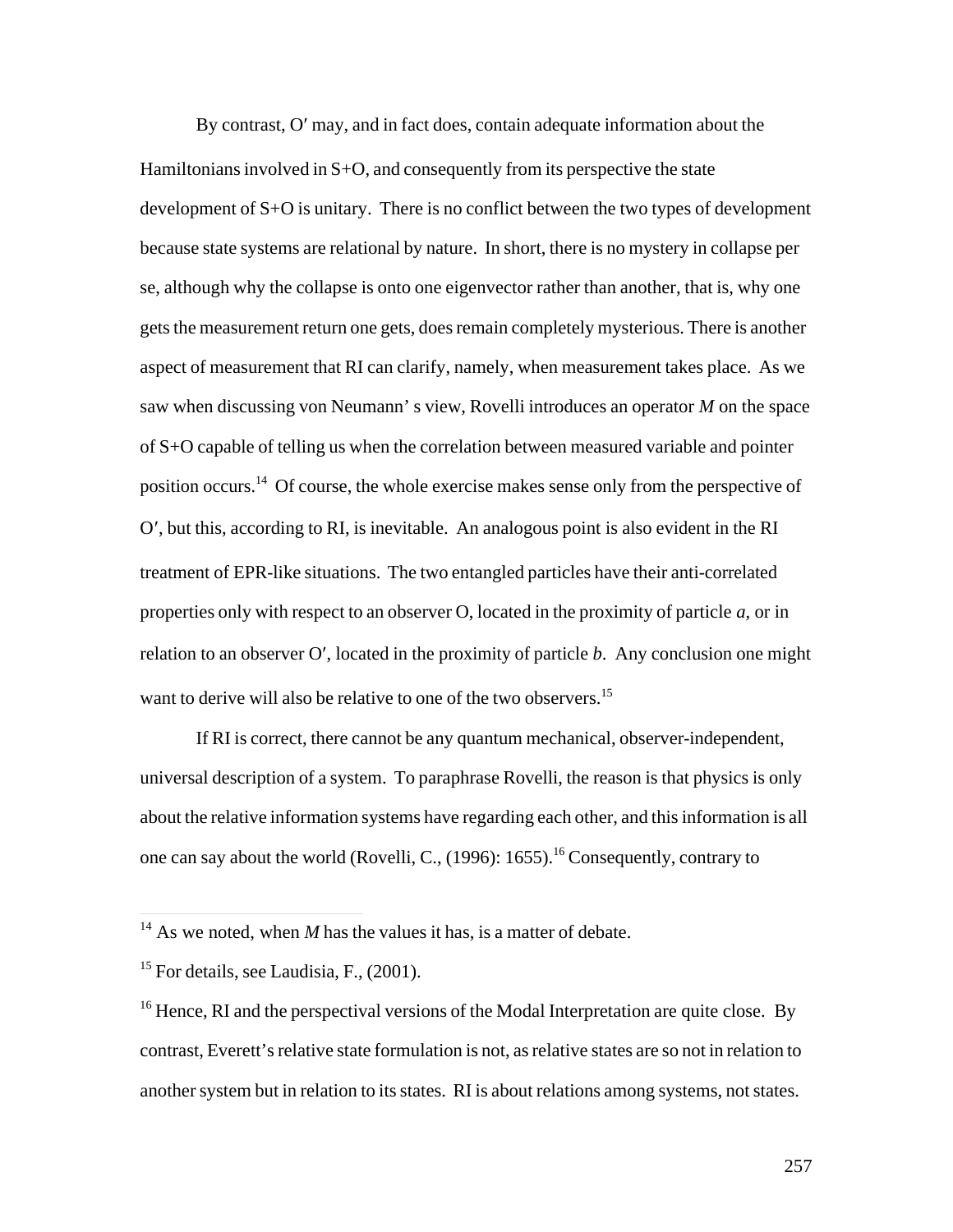By contrast, O′ may, and in fact does, contain adequate information about the Hamiltonians involved in S+O, and consequently from its perspective the state development of S+O is unitary. There is no conflict between the two types of development because state systems are relational by nature. In short, there is no mystery in collapse per se, although why the collapse is onto one eigenvector rather than another, that is, why one gets the measurement return one gets, does remain completely mysterious. There is another aspect of measurement that RI can clarify, namely, when measurement takes place. As we saw when discussing von Neumann' s view, Rovelli introduces an operator *M* on the space of S+O capable of telling us when the correlation between measured variable and pointer position occurs.[14] Of course, the whole exercise makes sense only from the perspective of O′, but this, according to RI, is inevitable. An analogous point is also evident in the RI treatment of EPR-like situations. The two entangled particles have their anti-correlated properties only with respect to an observer O, located in the proximity of particle *a*, or in relation to an observer O′, located in the proximity of particle *b*. Any conclusion one might want to derive will also be relative to one of the two observers.[15]

If RI is correct, there cannot be any quantum mechanical, observer-independent, universal description of a system. To paraphrase Rovelli, the reason is that physics is only about the relative information systems have regarding each other, and this information is all one can say about the world (Rovelli, C., (1996): 1655).[16] Consequently, contrary to

---

[14] As we noted, when *M* has the values it has, is a matter of debate.

[15] For details, see Laudisia, F., (2001).

[16] Hence, RI and the perspectival versions of the Modal Interpretation are quite close. By contrast, Everett's relative state formulation is not, as relative states are so not in relation to another system but in relation to its states. RI is about relations among systems, not states.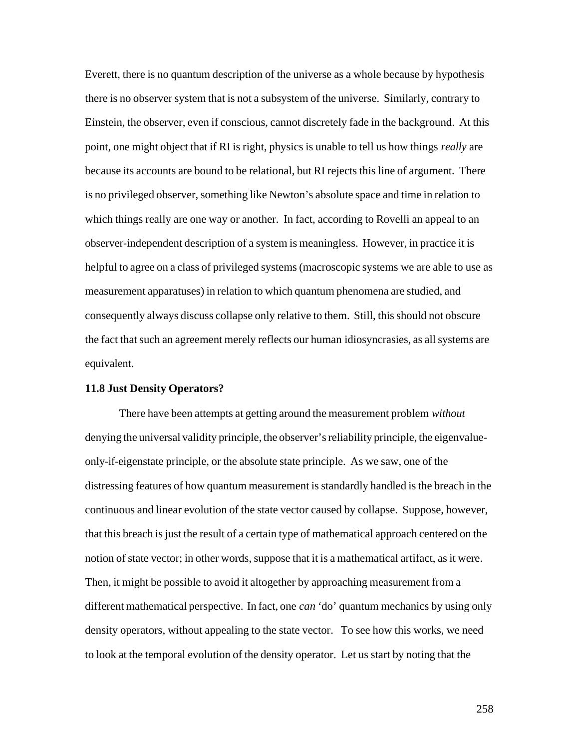Everett, there is no quantum description of the universe as a whole because by hypothesis there is no observer system that is not a subsystem of the universe. Similarly, contrary to Einstein, the observer, even if conscious, cannot discretely fade in the background. At this point, one might object that if RI is right, physics is unable to tell us how things *really* are because its accounts are bound to be relational, but RI rejects this line of argument. There is no privileged observer, something like Newton's absolute space and time in relation to which things really are one way or another. In fact, according to Rovelli an appeal to an observer-independent description of a system is meaningless. However, in practice it is helpful to agree on a class of privileged systems (macroscopic systems we are able to use as measurement apparatuses) in relation to which quantum phenomena are studied, and consequently always discuss collapse only relative to them. Still, this should not obscure the fact that such an agreement merely reflects our human idiosyncrasies, as all systems are equivalent.

### 11.8 Just Density Operators?

There have been attempts at getting around the measurement problem *without* denying the universal validity principle, the observer's reliability principle, the eigenvalue-only-if-eigenstate principle, or the absolute state principle. As we saw, one of the distressing features of how quantum measurement is standardly handled is the breach in the continuous and linear evolution of the state vector caused by collapse. Suppose, however, that this breach is just the result of a certain type of mathematical approach centered on the notion of state vector; in other words, suppose that it is a mathematical artifact, as it were. Then, it might be possible to avoid it altogether by approaching measurement from a different mathematical perspective. In fact, one *can* 'do' quantum mechanics by using only density operators, without appealing to the state vector. To see how this works, we need to look at the temporal evolution of the density operator. Let us start by noting that the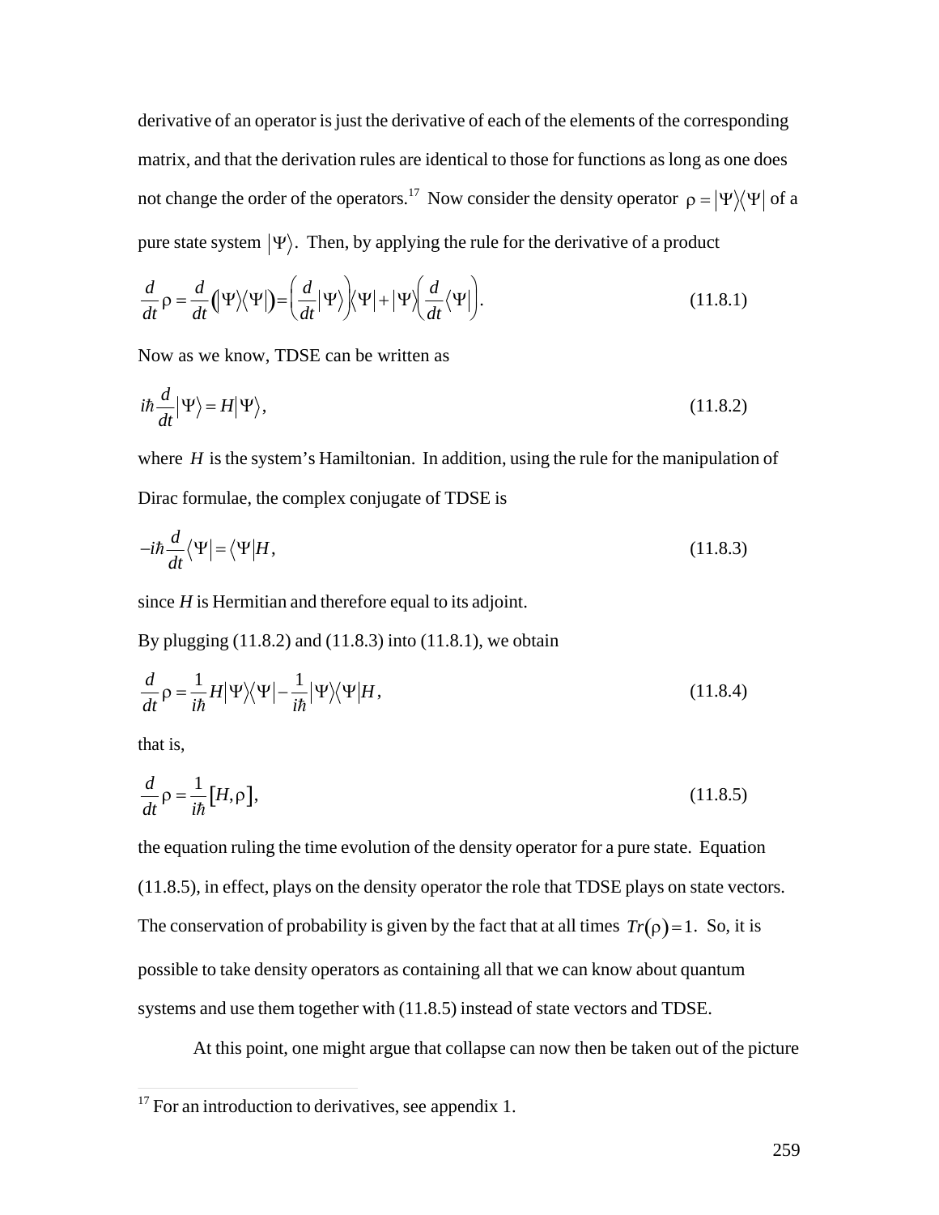derivative of an operator is just the derivative of each of the elements of the corresponding matrix, and that the derivation rules are identical to those for functions as long as one does not change the order of the operators.[17] Now consider the density operator $\rho = |\Psi\rangle\langle\Psi|$ of a pure state system $|\Psi\rangle$. Then, by applying the rule for the derivative of a product

$$\frac{d}{dt}\rho = \frac{d}{dt}\left(|\Psi\rangle\langle\Psi|\right) = \left(\frac{d}{dt}|\Psi\rangle\right)\langle\Psi| + |\Psi\rangle\left(\frac{d}{dt}\langle\Psi|\right). \tag{11.8.1}$$

Now as we know, TDSE can be written as

$$i\hbar\frac{d}{dt}|\Psi\rangle = H|\Psi\rangle, \tag{11.8.2}$$

where $H$ is the system's Hamiltonian. In addition, using the rule for the manipulation of Dirac formulae, the complex conjugate of TDSE is

$$-i\hbar\frac{d}{dt}\langle\Psi| = \langle\Psi|H, \tag{11.8.3}$$

since $H$ is Hermitian and therefore equal to its adjoint.

By plugging (11.8.2) and (11.8.3) into (11.8.1), we obtain

$$\frac{d}{dt}\rho = \frac{1}{i\hbar}H|\Psi\rangle\langle\Psi| - \frac{1}{i\hbar}|\Psi\rangle\langle\Psi|H, \tag{11.8.4}$$

that is,

$$\frac{d}{dt}\rho = \frac{1}{i\hbar}[H,\rho], \tag{11.8.5}$$

the equation ruling the time evolution of the density operator for a pure state. Equation (11.8.5), in effect, plays on the density operator the role that TDSE plays on state vectors. The conservation of probability is given by the fact that at all times $Tr(\rho) = 1$. So, it is possible to take density operators as containing all that we can know about quantum systems and use them together with (11.8.5) instead of state vectors and TDSE.

At this point, one might argue that collapse can now then be taken out of the picture

[17] For an introduction to derivatives, see appendix 1.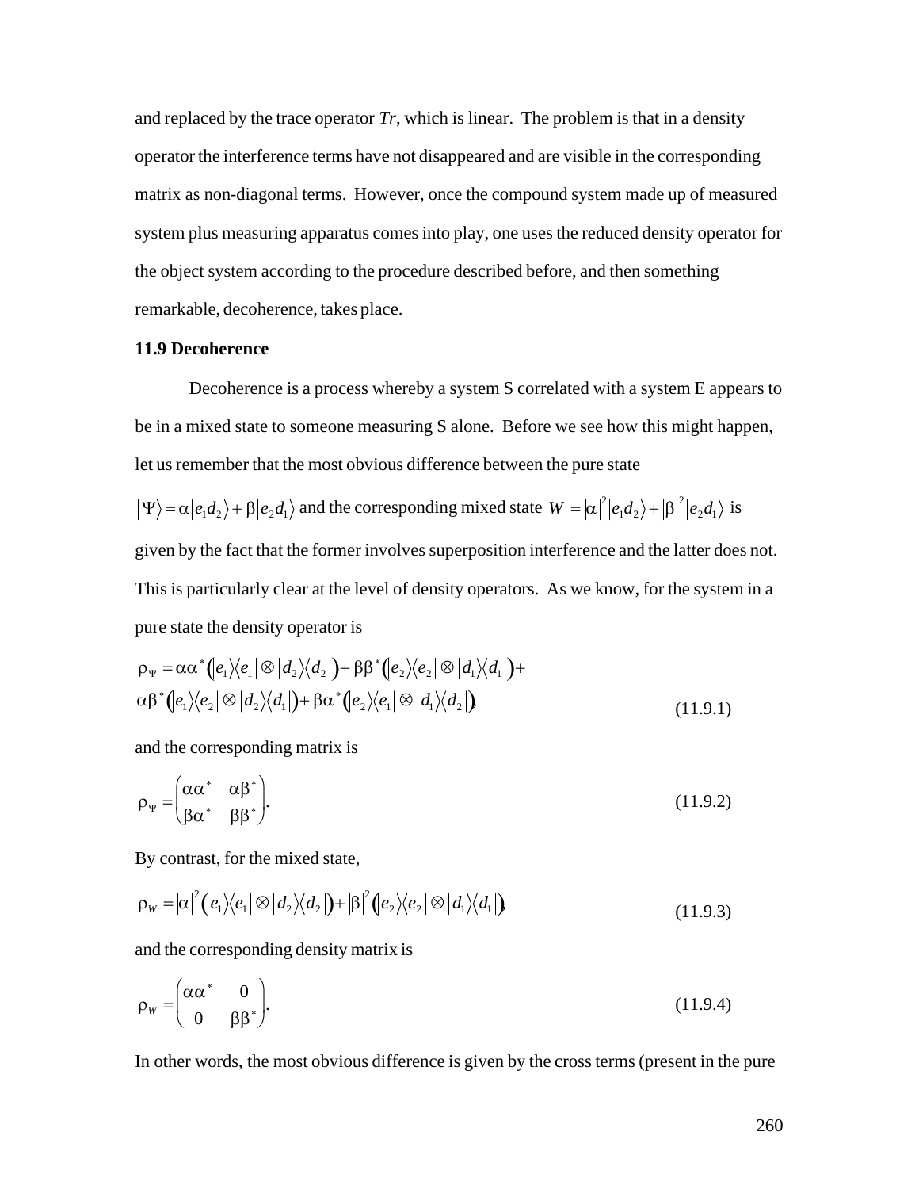and replaced by the trace operator *Tr*, which is linear. The problem is that in a density operator the interference terms have not disappeared and are visible in the corresponding matrix as non-diagonal terms. However, once the compound system made up of measured system plus measuring apparatus comes into play, one uses the reduced density operator for the object system according to the procedure described before, and then something remarkable, decoherence, takes place.

### 11.9 Decoherence

Decoherence is a process whereby a system S correlated with a system E appears to be in a mixed state to someone measuring S alone. Before we see how this might happen, let us remember that the most obvious difference between the pure state $|\Psi\rangle = \alpha|e_1d_2\rangle + \beta|e_2d_1\rangle$ and the corresponding mixed state $W = |\alpha|^2|e_1d_2\rangle + |\beta|^2|e_2d_1\rangle$ is given by the fact that the former involves superposition interference and the latter does not. This is particularly clear at the level of density operators. As we know, for the system in a pure state the density operator is

$$\rho_\Psi = \alpha\alpha^*\big(|e_1\rangle\langle e_1| \otimes |d_2\rangle\langle d_2|\big) + \beta\beta^*\big(|e_2\rangle\langle e_2| \otimes |d_1\rangle\langle d_1|\big) + \\ \alpha\beta^*\big(|e_1\rangle\langle e_2| \otimes |d_2\rangle\langle d_1|\big) + \beta\alpha^*\big(|e_2\rangle\langle e_1| \otimes |d_1\rangle\langle d_2|\big), \tag{11.9.1}$$

and the corresponding matrix is

$$\rho_\Psi = \begin{pmatrix} \alpha\alpha^* & \alpha\beta^* \\ \beta\alpha^* & \beta\beta^* \end{pmatrix}. \tag{11.9.2}$$

By contrast, for the mixed state,

$$\rho_W = |\alpha|^2\big(|e_1\rangle\langle e_1| \otimes |d_2\rangle\langle d_2|\big) + |\beta|^2\big(|e_2\rangle\langle e_2| \otimes |d_1\rangle\langle d_1|\big), \tag{11.9.3}$$

and the corresponding density matrix is

$$\rho_W = \begin{pmatrix} \alpha\alpha^* & 0 \\ 0 & \beta\beta^* \end{pmatrix}. \tag{11.9.4}$$

In other words, the most obvious difference is given by the cross terms (present in the pure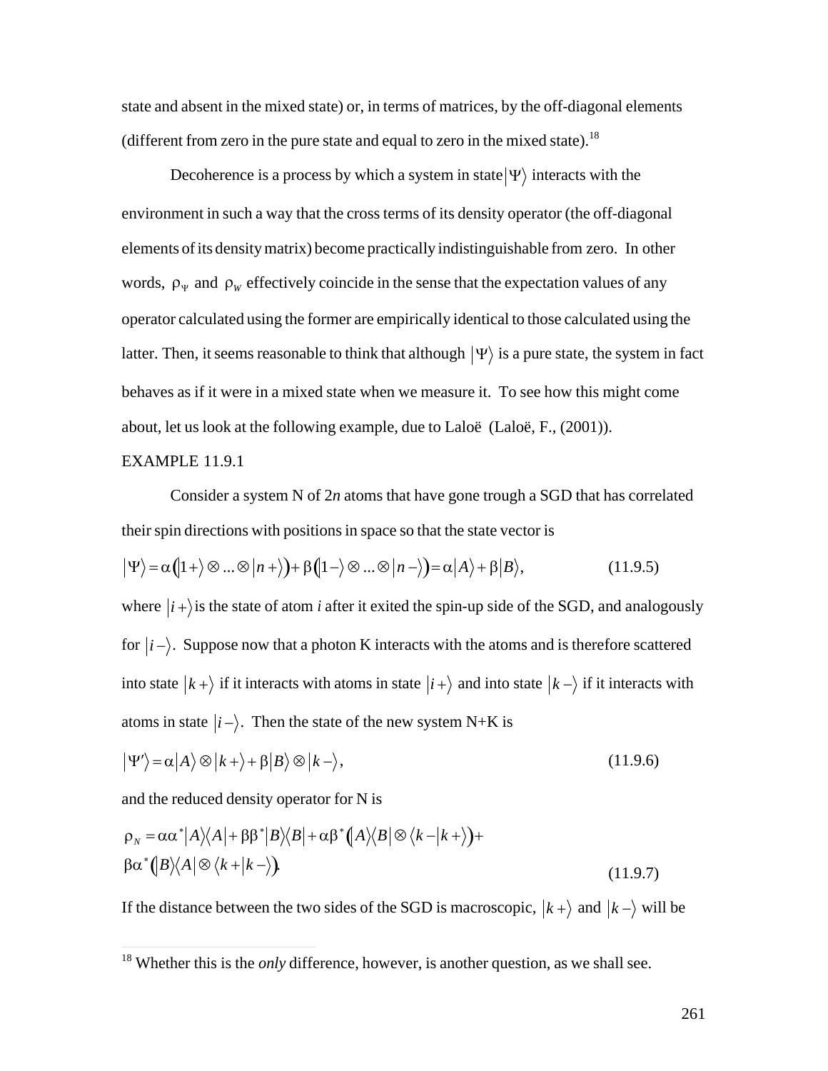state and absent in the mixed state) or, in terms of matrices, by the off-diagonal elements (different from zero in the pure state and equal to zero in the mixed state).[18]

Decoherence is a process by which a system in state $|\Psi\rangle$ interacts with the environment in such a way that the cross terms of its density operator (the off-diagonal elements of its density matrix) become practically indistinguishable from zero. In other words, $\rho_\Psi$ and $\rho_W$ effectively coincide in the sense that the expectation values of any operator calculated using the former are empirically identical to those calculated using the latter. Then, it seems reasonable to think that although $|\Psi\rangle$ is a pure state, the system in fact behaves as if it were in a mixed state when we measure it. To see how this might come about, let us look at the following example, due to Laloë (Laloë, F., (2001)).

EXAMPLE 11.9.1

Consider a system N of 2*n* atoms that have gone trough a SGD that has correlated their spin directions with positions in space so that the state vector is

$$|\Psi\rangle = \alpha\big(|1+\rangle \otimes ... \otimes |n+\rangle\big) + \beta\big(|1-\rangle \otimes ... \otimes |n-\rangle\big) = \alpha|A\rangle + \beta|B\rangle, \tag{11.9.5}$$

where $|i+\rangle$ is the state of atom *i* after it exited the spin-up side of the SGD, and analogously for $|i-\rangle$. Suppose now that a photon K interacts with the atoms and is therefore scattered into state $|k+\rangle$ if it interacts with atoms in state $|i+\rangle$ and into state $|k-\rangle$ if it interacts with atoms in state $|i-\rangle$. Then the state of the new system N+K is

$$|\Psi'\rangle = \alpha|A\rangle \otimes |k+\rangle + \beta|B\rangle \otimes |k-\rangle, \tag{11.9.6}$$

and the reduced density operator for N is

$$\rho_N = \alpha\alpha^*|A\rangle\langle A| + \beta\beta^*|B\rangle\langle B| + \alpha\beta^*\big(|A\rangle\langle B| \otimes \langle k-|k+\rangle\big) + \beta\alpha^*\big(|B\rangle\langle A| \otimes \langle k+|k-\rangle\big). \tag{11.9.7}$$

If the distance between the two sides of the SGD is macroscopic, $|k+\rangle$ and $|k-\rangle$ will be

[18] Whether this is the *only* difference, however, is another question, as we shall see.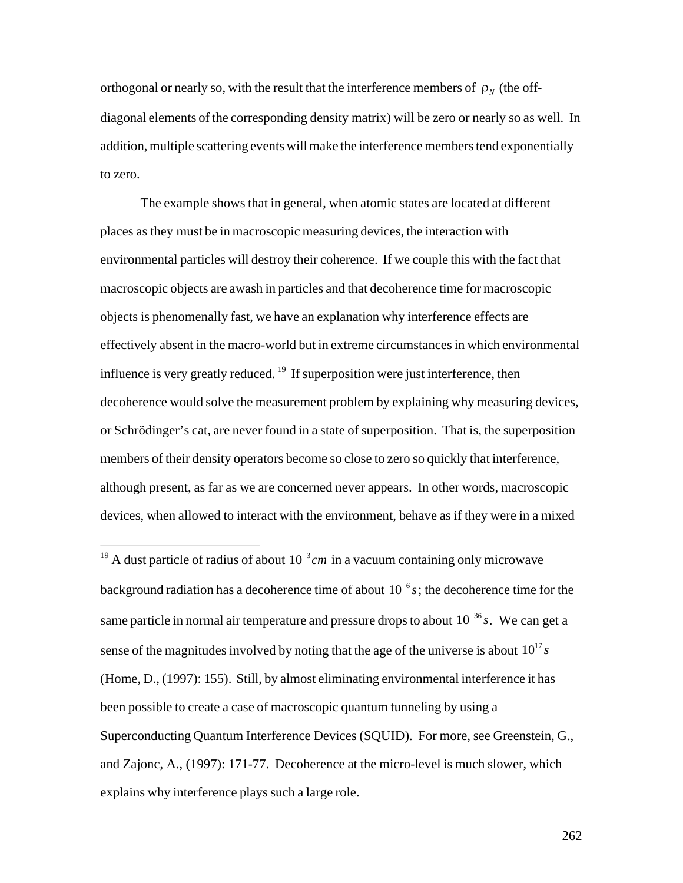orthogonal or nearly so, with the result that the interference members of $\rho_N$ (the off-diagonal elements of the corresponding density matrix) will be zero or nearly so as well. In addition, multiple scattering events will make the interference members tend exponentially to zero.

The example shows that in general, when atomic states are located at different places as they must be in macroscopic measuring devices, the interaction with environmental particles will destroy their coherence. If we couple this with the fact that macroscopic objects are awash in particles and that decoherence time for macroscopic objects is phenomenally fast, we have an explanation why interference effects are effectively absent in the macro-world but in extreme circumstances in which environmental influence is very greatly reduced.[19] If superposition were just interference, then decoherence would solve the measurement problem by explaining why measuring devices, or Schrödinger's cat, are never found in a state of superposition. That is, the superposition members of their density operators become so close to zero so quickly that interference, although present, as far as we are concerned never appears. In other words, macroscopic devices, when allowed to interact with the environment, behave as if they were in a mixed

[19] A dust particle of radius of about $10^{-3}cm$ in a vacuum containing only microwave background radiation has a decoherence time of about $10^{-6}s$; the decoherence time for the same particle in normal air temperature and pressure drops to about $10^{-36}s$. We can get a sense of the magnitudes involved by noting that the age of the universe is about $10^{17}s$ (Home, D., (1997): 155). Still, by almost eliminating environmental interference it has been possible to create a case of macroscopic quantum tunneling by using a Superconducting Quantum Interference Devices (SQUID). For more, see Greenstein, G., and Zajonc, A., (1997): 171-77. Decoherence at the micro-level is much slower, which explains why interference plays such a large role.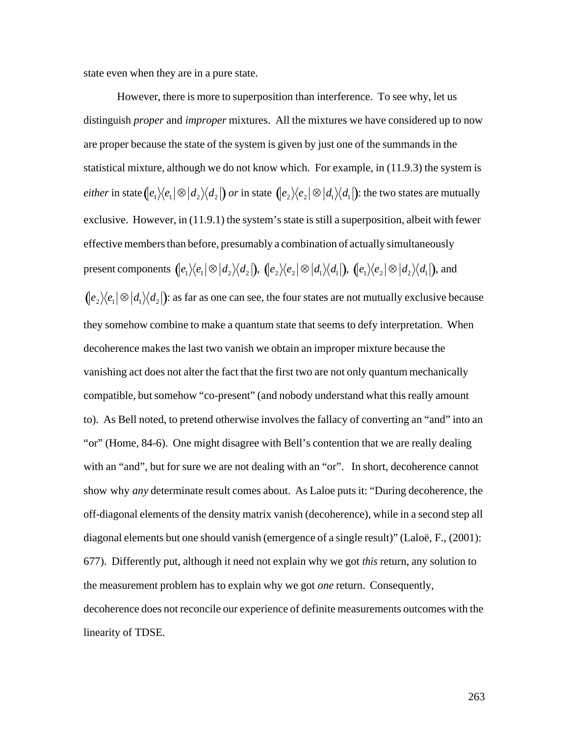state even when they are in a pure state.

However, there is more to superposition than interference. To see why, let us distinguish *proper* and *improper* mixtures. All the mixtures we have considered up to now are proper because the state of the system is given by just one of the summands in the statistical mixture, although we do not know which. For example, in (11.9.3) the system is *either* in state $\left(|e_1\rangle\langle e_1| \otimes |d_2\rangle\langle d_2|\right)$ *or* in state $\left(|e_2\rangle\langle e_2| \otimes |d_1\rangle\langle d_1|\right)$: the two states are mutually exclusive. However, in (11.9.1) the system's state is still a superposition, albeit with fewer effective members than before, presumably a combination of actually simultaneously present components $\left(|e_1\rangle\langle e_1| \otimes |d_2\rangle\langle d_2|\right)$, $\left(|e_2\rangle\langle e_2| \otimes |d_1\rangle\langle d_1|\right)$, $\left(|e_1\rangle\langle e_2| \otimes |d_2\rangle\langle d_1|\right)$, and $\left(|e_2\rangle\langle e_1| \otimes |d_1\rangle\langle d_2|\right)$: as far as one can see, the four states are not mutually exclusive because they somehow combine to make a quantum state that seems to defy interpretation. When decoherence makes the last two vanish we obtain an improper mixture because the vanishing act does not alter the fact that the first two are not only quantum mechanically compatible, but somehow "co-present" (and nobody understand what this really amount to). As Bell noted, to pretend otherwise involves the fallacy of converting an "and" into an "or" (Home, 84-6). One might disagree with Bell's contention that we are really dealing with an "and", but for sure we are not dealing with an "or". In short, decoherence cannot show why *any* determinate result comes about. As Laloe puts it: "During decoherence, the off-diagonal elements of the density matrix vanish (decoherence), while in a second step all diagonal elements but one should vanish (emergence of a single result)" (Laloë, F., (2001): 677). Differently put, although it need not explain why we got *this* return, any solution to the measurement problem has to explain why we got *one* return. Consequently, decoherence does not reconcile our experience of definite measurements outcomes with the linearity of TDSE.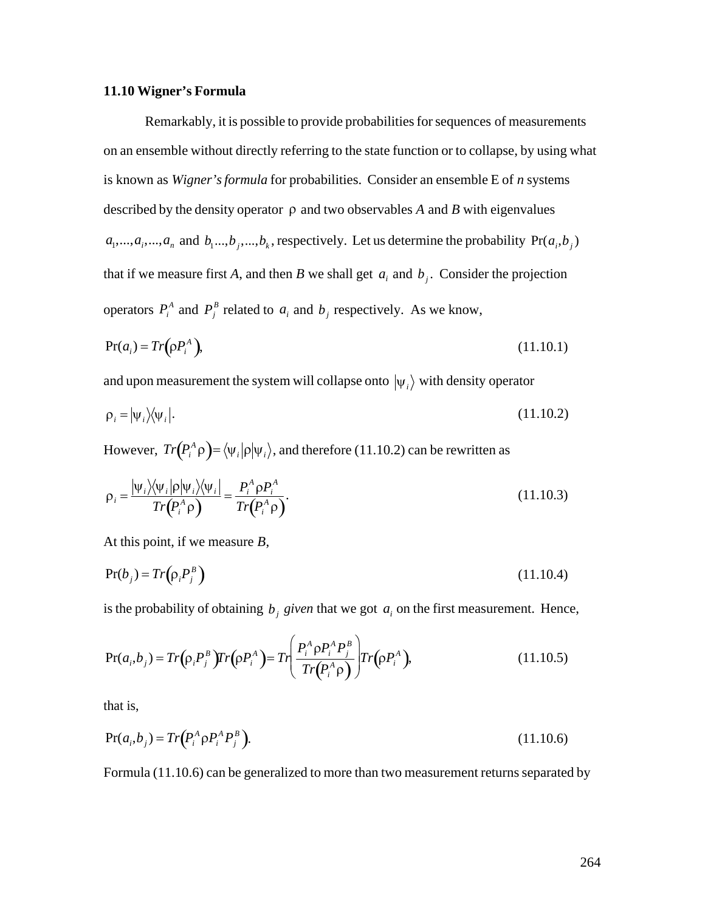### 11.10 Wigner's Formula

Remarkably, it is possible to provide probabilities for sequences of measurements on an ensemble without directly referring to the state function or to collapse, by using what is known as *Wigner's formula* for probabilities. Consider an ensemble E of $n$ systems described by the density operator $\rho$ and two observables $A$ and $B$ with eigenvalues $a_1,...,a_i,...,a_n$ and $b_1...,b_j,...,b_k$, respectively. Let us determine the probability $\Pr(a_i,b_j)$ that if we measure first $A$, and then $B$ we shall get $a_i$ and $b_j$. Consider the projection operators $P_i^A$ and $P_j^B$ related to $a_i$ and $b_j$ respectively. As we know,

$$\Pr(a_i) = Tr\left(\rho P_i^A\right), \tag{11.10.1}$$

and upon measurement the system will collapse onto $|\psi_i\rangle$ with density operator

$$\rho_i = |\psi_i\rangle\langle\psi_i|. \tag{11.10.2}$$

However, $Tr\left(P_i^A\rho\right) = \langle\psi_i|\rho|\psi_i\rangle$, and therefore (11.10.2) can be rewritten as

$$\rho_i = \frac{|\psi_i\rangle\langle\psi_i|\rho|\psi_i\rangle\langle\psi_i|}{Tr\left(P_i^A\rho\right)} = \frac{P_i^A\rho P_i^A}{Tr\left(P_i^A\rho\right)}. \tag{11.10.3}$$

At this point, if we measure $B$,

$$\Pr(b_j) = Tr\left(\rho_i P_j^B\right) \tag{11.10.4}$$

is the probability of obtaining $b_j$ *given* that we got $a_i$ on the first measurement. Hence,

$$\Pr(a_i,b_j) = Tr\left(\rho_i P_j^B\right)Tr\left(\rho P_i^A\right) = Tr\left(\frac{P_i^A\rho P_i^A P_j^B}{Tr\left(P_i^A\rho\right)}\right)Tr\left(\rho P_i^A\right), \tag{11.10.5}$$

that is,

$$\Pr(a_i,b_j) = Tr\left(P_i^A\rho P_i^A P_j^B\right). \tag{11.10.6}$$

Formula (11.10.6) can be generalized to more than two measurement returns separated by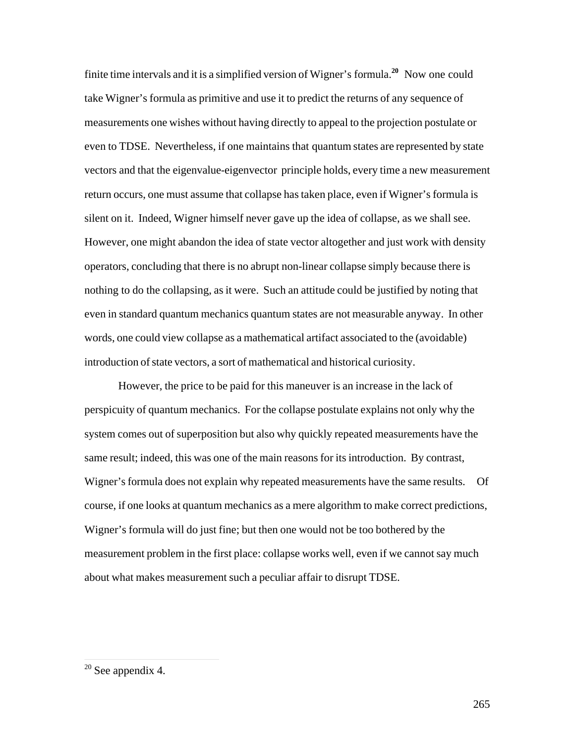finite time intervals and it is a simplified version of Wigner's formula.[20] Now one could take Wigner's formula as primitive and use it to predict the returns of any sequence of measurements one wishes without having directly to appeal to the projection postulate or even to TDSE. Nevertheless, if one maintains that quantum states are represented by state vectors and that the eigenvalue-eigenvector principle holds, every time a new measurement return occurs, one must assume that collapse has taken place, even if Wigner's formula is silent on it. Indeed, Wigner himself never gave up the idea of collapse, as we shall see. However, one might abandon the idea of state vector altogether and just work with density operators, concluding that there is no abrupt non-linear collapse simply because there is nothing to do the collapsing, as it were. Such an attitude could be justified by noting that even in standard quantum mechanics quantum states are not measurable anyway. In other words, one could view collapse as a mathematical artifact associated to the (avoidable) introduction of state vectors, a sort of mathematical and historical curiosity.

However, the price to be paid for this maneuver is an increase in the lack of perspicuity of quantum mechanics. For the collapse postulate explains not only why the system comes out of superposition but also why quickly repeated measurements have the same result; indeed, this was one of the main reasons for its introduction. By contrast, Wigner's formula does not explain why repeated measurements have the same results. Of course, if one looks at quantum mechanics as a mere algorithm to make correct predictions, Wigner's formula will do just fine; but then one would not be too bothered by the measurement problem in the first place: collapse works well, even if we cannot say much about what makes measurement such a peculiar affair to disrupt TDSE.

[20] See appendix 4.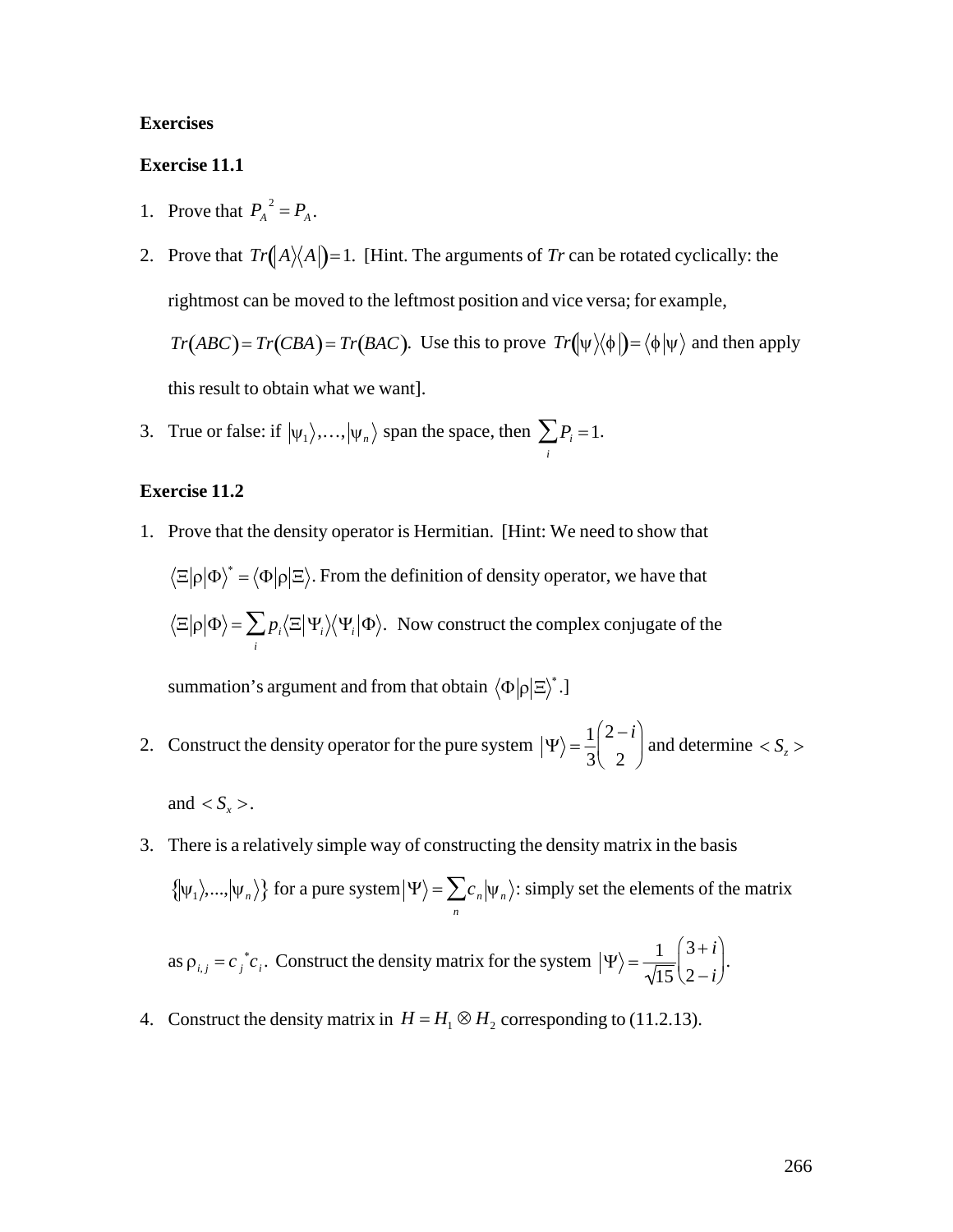**Exercises**

**Exercise 11.1**

1. Prove that $P_A{}^2 = P_A$.
2. Prove that $Tr(|A\rangle\langle A|) = 1$. [Hint. The arguments of $Tr$ can be rotated cyclically: the rightmost can be moved to the leftmost position and vice versa; for example, $Tr(ABC) = Tr(CBA) = Tr(BAC)$. Use this to prove $Tr(|\psi\rangle\langle\phi|) = \langle\phi|\psi\rangle$ and then apply this result to obtain what we want].
3. True or false: if $|\psi_1\rangle,\ldots,|\psi_n\rangle$ span the space, then $\sum_i P_i = 1$.

**Exercise 11.2**

1. Prove that the density operator is Hermitian. [Hint: We need to show that $\langle\Xi|\rho|\Phi\rangle^* = \langle\Phi|\rho|\Xi\rangle$. From the definition of density operator, we have that $\langle\Xi|\rho|\Phi\rangle = \sum_i p_i \langle\Xi|\Psi_i\rangle\langle\Psi_i|\Phi\rangle$. Now construct the complex conjugate of the summation's argument and from that obtain $\langle\Phi|\rho|\Xi\rangle^*$.]
2. Construct the density operator for the pure system $|\Psi\rangle = \frac{1}{3}\begin{pmatrix} 2-i \\ 2 \end{pmatrix}$ and determine $< S_z >$ and $< S_x >$.
3. There is a relatively simple way of constructing the density matrix in the basis $\{|\psi_1\rangle,\ldots,|\psi_n\rangle\}$ for a pure system $|\Psi\rangle = \sum_n c_n |\psi_n\rangle$: simply set the elements of the matrix as $\rho_{i,j} = c_j{}^* c_i$. Construct the density matrix for the system $|\Psi\rangle = \frac{1}{\sqrt{15}}\begin{pmatrix} 3+i \\ 2-i \end{pmatrix}$.
4. Construct the density matrix in $H = H_1 \otimes H_2$ corresponding to (11.2.13).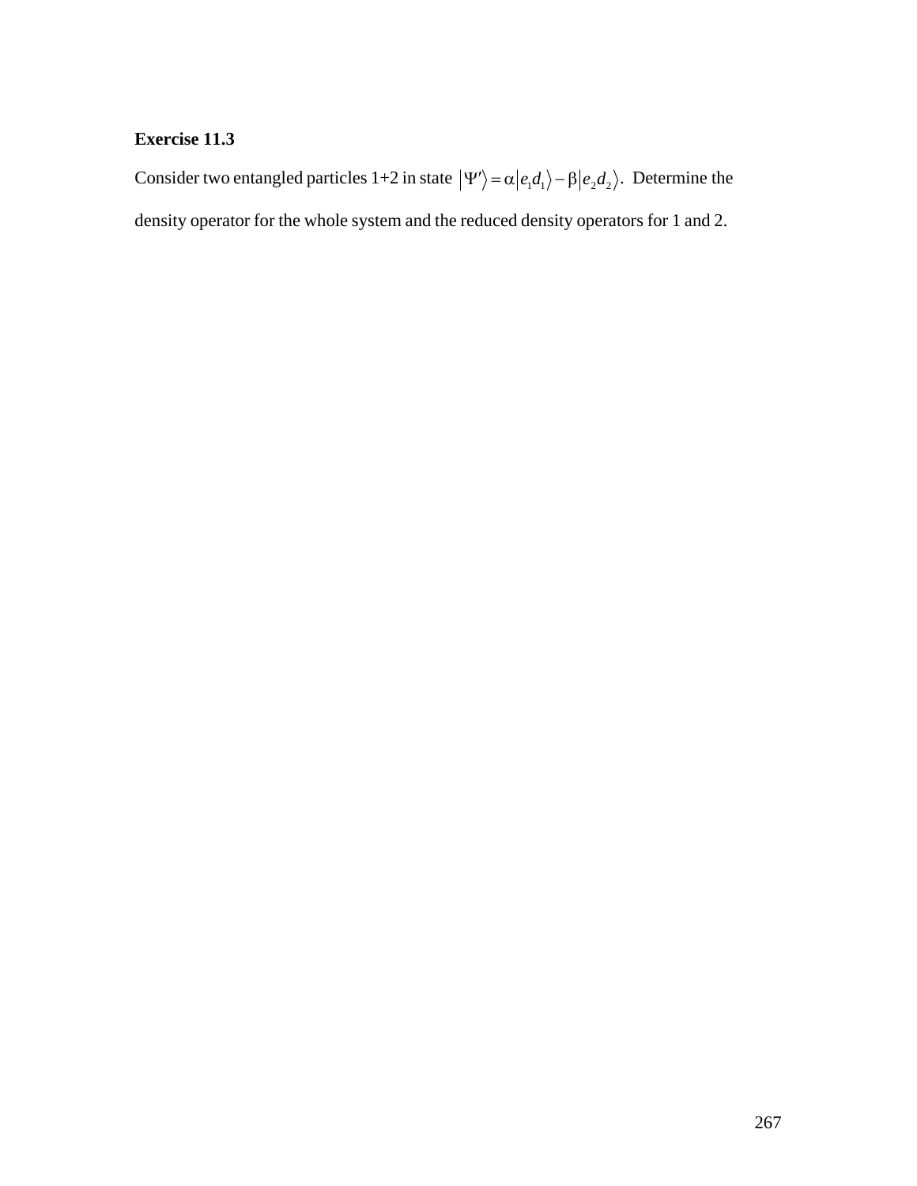**Exercise 11.3**

Consider two entangled particles 1+2 in state $|\Psi'\rangle = \alpha|e_1 d_1\rangle - \beta|e_2 d_2\rangle$. Determine the density operator for the whole system and the reduced density operators for 1 and 2.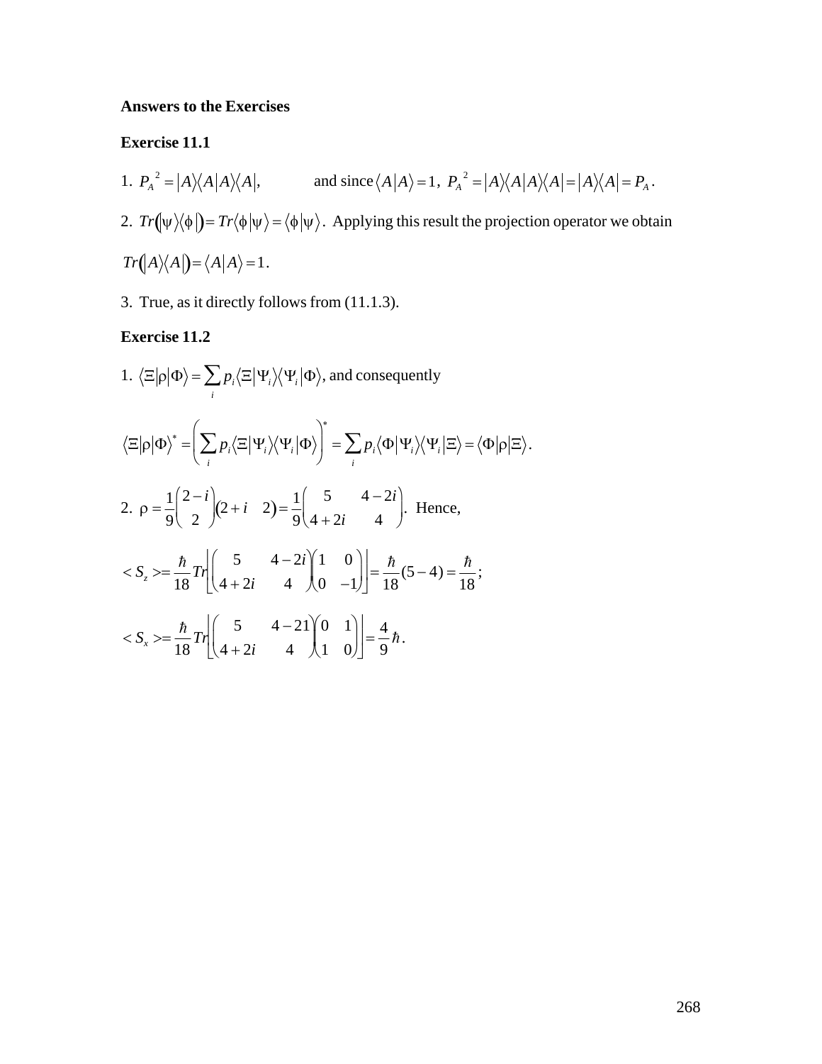**Answers to the Exercises**

**Exercise 11.1**

1. $P_A{}^2 = |A\rangle\langle A|A\rangle\langle A|$, and since $\langle A|A\rangle = 1$, $P_A{}^2 = |A\rangle\langle A|A\rangle\langle A| = |A\rangle\langle A| = P_A$.

2. $Tr(|\psi\rangle\langle\phi|) = Tr\langle\phi|\psi\rangle = \langle\phi|\psi\rangle$. Applying this result the projection operator we obtain $Tr(|A\rangle\langle A|) = \langle A|A\rangle = 1$.

3. True, as it directly follows from (11.1.3).

**Exercise 11.2**

1. $\langle\Xi|\rho|\Phi\rangle = \sum_i p_i \langle\Xi|\Psi_i\rangle\langle\Psi_i|\Phi\rangle$, and consequently

$$\langle\Xi|\rho|\Phi\rangle^* = \left(\sum_i p_i \langle\Xi|\Psi_i\rangle\langle\Psi_i|\Phi\rangle\right)^* = \sum_i p_i \langle\Phi|\Psi_i\rangle\langle\Psi_i|\Xi\rangle = \langle\Phi|\rho|\Xi\rangle.$$

2. $\rho = \frac{1}{9}\begin{pmatrix} 2-i \\ 2 \end{pmatrix}\begin{pmatrix} 2+i & 2 \end{pmatrix} = \frac{1}{9}\begin{pmatrix} 5 & 4-2i \\ 4+2i & 4 \end{pmatrix}$. Hence,

$$< S_z >= \frac{\hbar}{18} Tr\left[\begin{pmatrix} 5 & 4-2i \\ 4+2i & 4 \end{pmatrix}\begin{pmatrix} 1 & 0 \\ 0 & -1 \end{pmatrix}\right] = \frac{\hbar}{18}(5-4) = \frac{\hbar}{18};$$

$$< S_x >= \frac{\hbar}{18} Tr\left[\begin{pmatrix} 5 & 4-21 \\ 4+2i & 4 \end{pmatrix}\begin{pmatrix} 0 & 1 \\ 1 & 0 \end{pmatrix}\right] = \frac{4}{9}\hbar.$$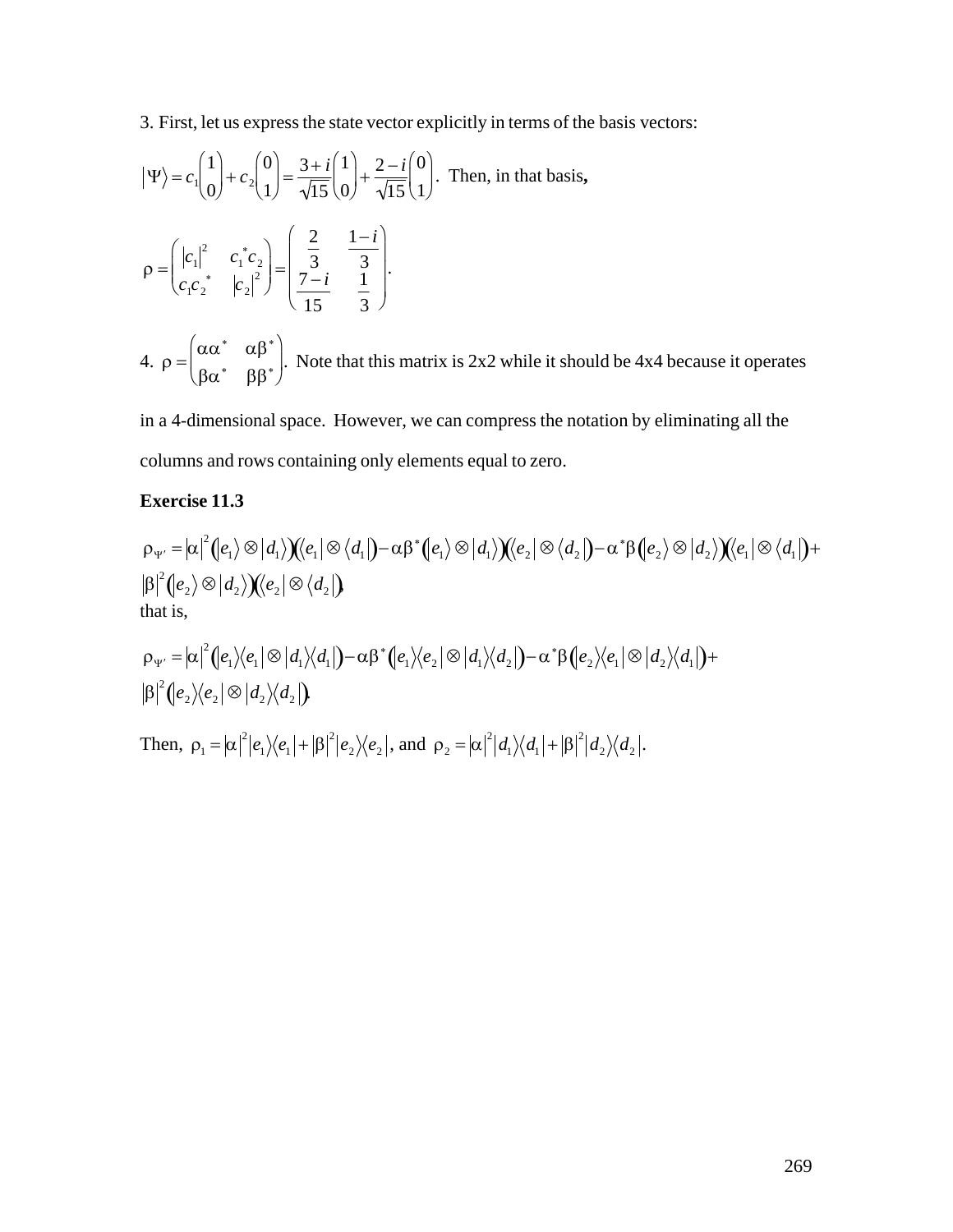3. First, let us express the state vector explicitly in terms of the basis vectors:

$|\Psi\rangle = c_1\begin{pmatrix}1\\0\end{pmatrix} + c_2\begin{pmatrix}0\\1\end{pmatrix} = \frac{3+i}{\sqrt{15}}\begin{pmatrix}1\\0\end{pmatrix} + \frac{2-i}{\sqrt{15}}\begin{pmatrix}0\\1\end{pmatrix}$. Then, in that basis**,**

$$\rho = \begin{pmatrix} |c_1|^2 & c_1^{*}c_2 \\ c_1 c_2^{*} & |c_2|^2 \end{pmatrix} = \begin{pmatrix} \frac{2}{3} & \frac{1-i}{3} \\ \frac{7-i}{15} & \frac{1}{3} \end{pmatrix}.$$

4. $\rho = \begin{pmatrix} \alpha\alpha^{*} & \alpha\beta^{*} \\ \beta\alpha^{*} & \beta\beta^{*} \end{pmatrix}$. Note that this matrix is 2x2 while it should be 4x4 because it operates in a 4-dimensional space. However, we can compress the notation by eliminating all the columns and rows containing only elements equal to zero.

**Exercise 11.3**

$$\rho_{\Psi'} = |\alpha|^2 \big(|e_1\rangle \otimes |d_1\rangle\big)\big(\langle e_1| \otimes \langle d_1|\big) - \alpha\beta^{*}\big(|e_1\rangle \otimes |d_1\rangle\big)\big(\langle e_2| \otimes \langle d_2|\big) - \alpha^{*}\beta\big(|e_2\rangle \otimes |d_2\rangle\big)\big(\langle e_1| \otimes \langle d_1|\big) +$$
$$|\beta|^2 \big(|e_2\rangle \otimes |d_2\rangle\big)\big(\langle e_2| \otimes \langle d_2|\big),$$

that is,

$$\rho_{\Psi'} = |\alpha|^2 \big(|e_1\rangle\langle e_1| \otimes |d_1\rangle\langle d_1|\big) - \alpha\beta^{*}\big(|e_1\rangle\langle e_2| \otimes |d_1\rangle\langle d_2|\big) - \alpha^{*}\beta\big(|e_2\rangle\langle e_1| \otimes |d_2\rangle\langle d_1|\big) +$$
$$|\beta|^2 \big(|e_2\rangle\langle e_2| \otimes |d_2\rangle\langle d_2|\big).$$

Then, $\rho_1 = |\alpha|^2 |e_1\rangle\langle e_1| + |\beta|^2 |e_2\rangle\langle e_2|$, and $\rho_2 = |\alpha|^2 |d_1\rangle\langle d_1| + |\beta|^2 |d_2\rangle\langle d_2|$.